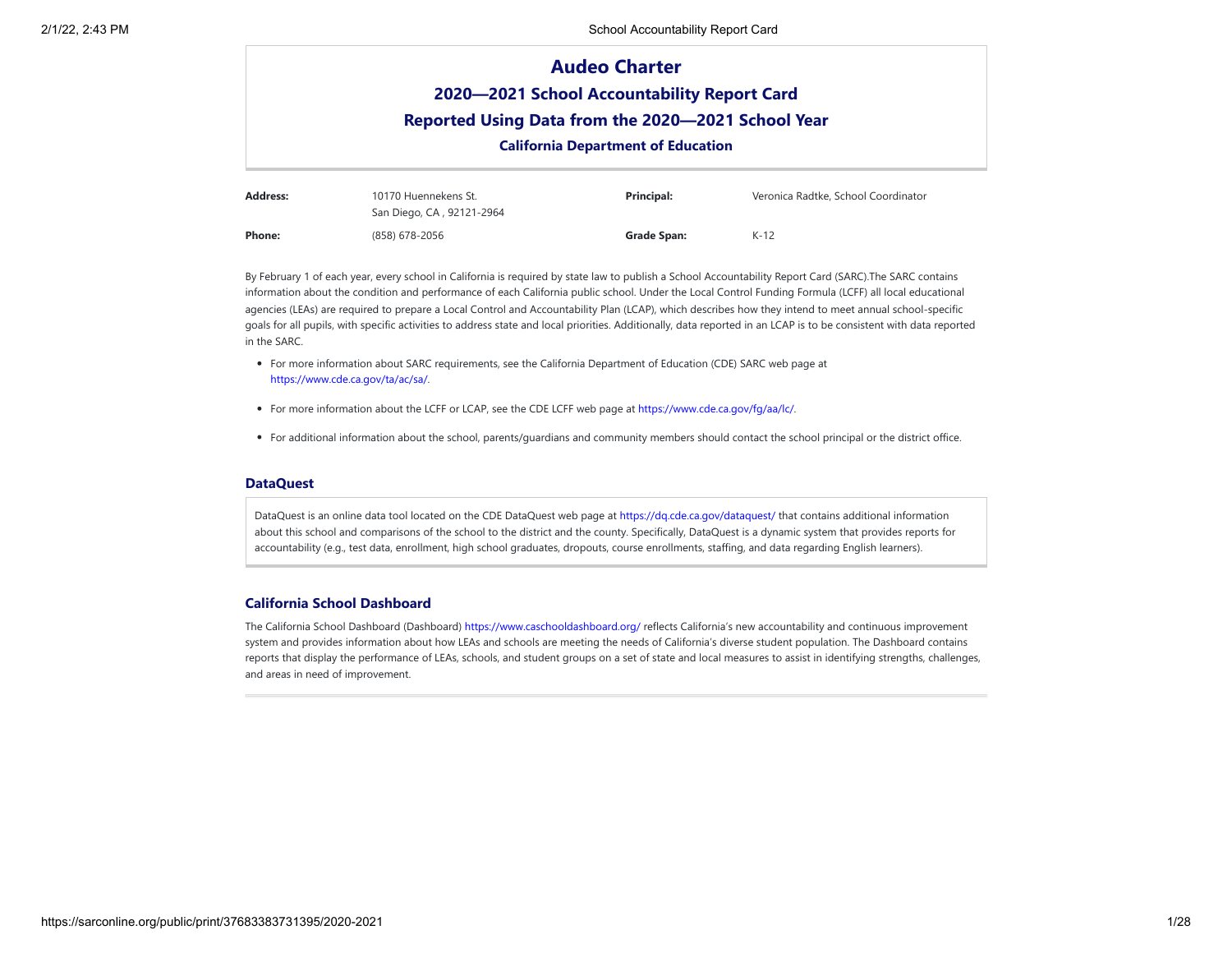# Audeo Charter

## 2020—2021 School Accountability Report Card

## Reported Using Data from the 2020—2021 School Year

### California Department of Education

| | | | |
|---|---|---|---|
| **Address:** | 10170 Huennekens St. San Diego, CA , 92121-2964 | **Principal:** | Veronica Radtke, School Coordinator |
| **Phone:** | (858) 678-2056 | **Grade Span:** | K-12 |

By February 1 of each year, every school in California is required by state law to publish a School Accountability Report Card (SARC).The SARC contains information about the condition and performance of each California public school. Under the Local Control Funding Formula (LCFF) all local educational agencies (LEAs) are required to prepare a Local Control and Accountability Plan (LCAP), which describes how they intend to meet annual school-specific goals for all pupils, with specific activities to address state and local priorities. Additionally, data reported in an LCAP is to be consistent with data reported in the SARC.

- For more information about SARC requirements, see the California Department of Education (CDE) SARC web page at https://www.cde.ca.gov/ta/ac/sa/.
- For more information about the LCFF or LCAP, see the CDE LCFF web page at https://www.cde.ca.gov/fg/aa/lc/.
- For additional information about the school, parents/guardians and community members should contact the school principal or the district office.

### DataQuest

DataQuest is an online data tool located on the CDE DataQuest web page at https://dq.cde.ca.gov/dataquest/ that contains additional information about this school and comparisons of the school to the district and the county. Specifically, DataQuest is a dynamic system that provides reports for accountability (e.g., test data, enrollment, high school graduates, dropouts, course enrollments, staffing, and data regarding English learners).

### California School Dashboard

The California School Dashboard (Dashboard) https://www.caschooldashboard.org/ reflects California's new accountability and continuous improvement system and provides information about how LEAs and schools are meeting the needs of California's diverse student population. The Dashboard contains reports that display the performance of LEAs, schools, and student groups on a set of state and local measures to assist in identifying strengths, challenges, and areas in need of improvement.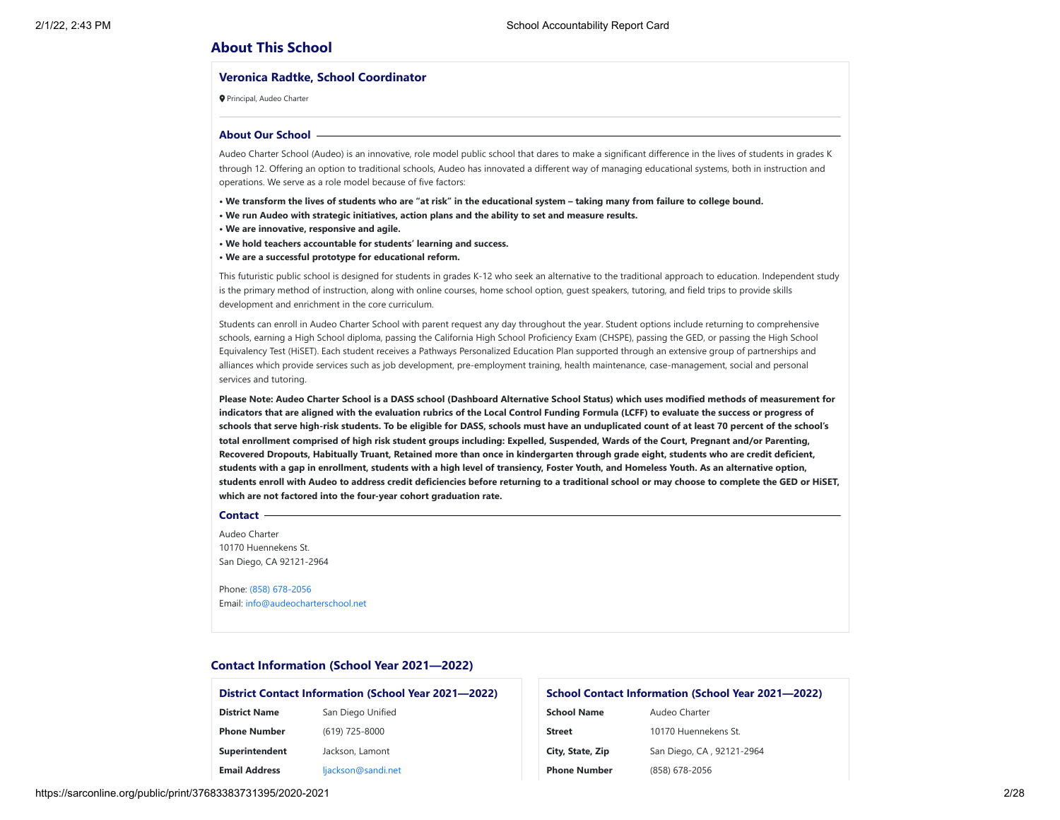## About This School

### Veronica Radtke, School Coordinator

Principal, Audeo Charter

#### About Our School

Audeo Charter School (Audeo) is an innovative, role model public school that dares to make a significant difference in the lives of students in grades K through 12. Offering an option to traditional schools, Audeo has innovated a different way of managing educational systems, both in instruction and operations. We serve as a role model because of five factors:

- **We transform the lives of students who are "at risk" in the educational system – taking many from failure to college bound.**
- **We run Audeo with strategic initiatives, action plans and the ability to set and measure results.**
- **We are innovative, responsive and agile.**
- **We hold teachers accountable for students' learning and success.**
- **We are a successful prototype for educational reform.**

This futuristic public school is designed for students in grades K-12 who seek an alternative to the traditional approach to education. Independent study is the primary method of instruction, along with online courses, home school option, guest speakers, tutoring, and field trips to provide skills development and enrichment in the core curriculum.

Students can enroll in Audeo Charter School with parent request any day throughout the year. Student options include returning to comprehensive schools, earning a High School diploma, passing the California High School Proficiency Exam (CHSPE), passing the GED, or passing the High School Equivalency Test (HiSET). Each student receives a Pathways Personalized Education Plan supported through an extensive group of partnerships and alliances which provide services such as job development, pre-employment training, health maintenance, case-management, social and personal services and tutoring.

**Please Note: Audeo Charter School is a DASS school (Dashboard Alternative School Status) which uses modified methods of measurement for indicators that are aligned with the evaluation rubrics of the Local Control Funding Formula (LCFF) to evaluate the success or progress of schools that serve high-risk students. To be eligible for DASS, schools must have an unduplicated count of at least 70 percent of the school's total enrollment comprised of high risk student groups including: Expelled, Suspended, Wards of the Court, Pregnant and/or Parenting, Recovered Dropouts, Habitually Truant, Retained more than once in kindergarten through grade eight, students who are credit deficient, students with a gap in enrollment, students with a high level of transiency, Foster Youth, and Homeless Youth. As an alternative option, students enroll with Audeo to address credit deficiencies before returning to a traditional school or may choose to complete the GED or HiSET, which are not factored into the four-year cohort graduation rate.**

#### Contact

Audeo Charter
10170 Huennekens St.
San Diego, CA 92121-2964

Phone: (858) 678-2056
Email: info@audeocharterschool.net

## Contact Information (School Year 2021—2022)

### District Contact Information (School Year 2021—2022)

| | |
|---|---|
| **District Name** | San Diego Unified |
| **Phone Number** | (619) 725-8000 |
| **Superintendent** | Jackson, Lamont |
| **Email Address** | ljackson@sandi.net |

### School Contact Information (School Year 2021—2022)

| | |
|---|---|
| **School Name** | Audeo Charter |
| **Street** | 10170 Huennekens St. |
| **City, State, Zip** | San Diego, CA , 92121-2964 |
| **Phone Number** | (858) 678-2056 |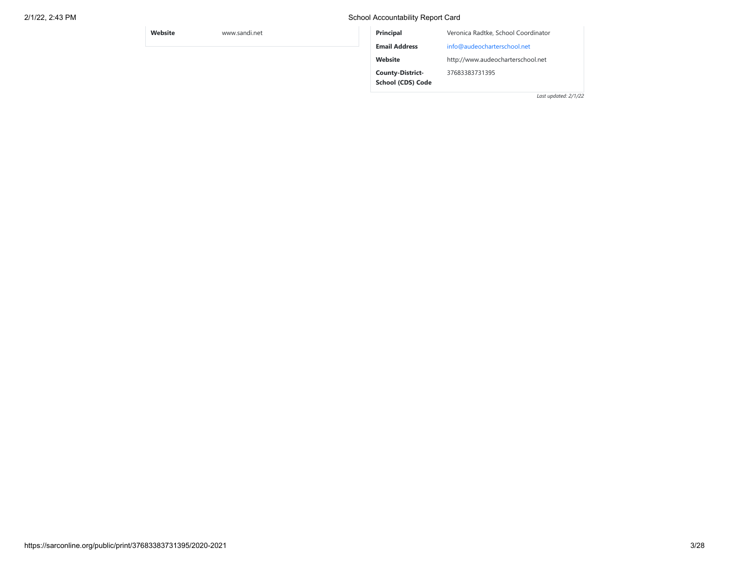| Website | www.sandi.net |
|---|---|

| Principal | Veronica Radtke, School Coordinator |
|---|---|
| Email Address | info@audeocharterschool.net |
| Website | http://www.audeocharterschool.net |
| County-District-School (CDS) Code | 37683383731395 |

*Last updated: 2/1/22*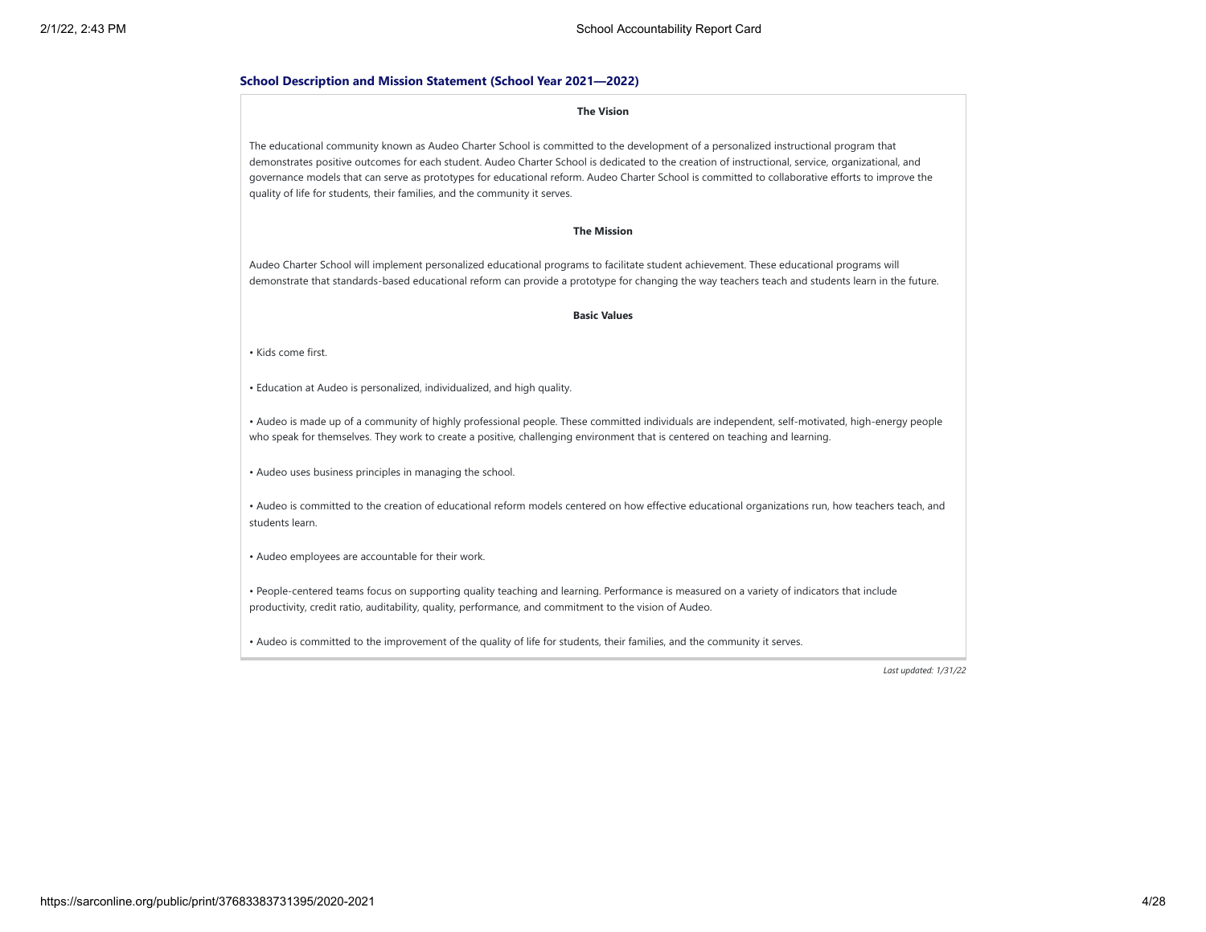## School Description and Mission Statement (School Year 2021—2022)

**The Vision**

The educational community known as Audeo Charter School is committed to the development of a personalized instructional program that demonstrates positive outcomes for each student. Audeo Charter School is dedicated to the creation of instructional, service, organizational, and governance models that can serve as prototypes for educational reform. Audeo Charter School is committed to collaborative efforts to improve the quality of life for students, their families, and the community it serves.

**The Mission**

Audeo Charter School will implement personalized educational programs to facilitate student achievement. These educational programs will demonstrate that standards-based educational reform can provide a prototype for changing the way teachers teach and students learn in the future.

**Basic Values**

• Kids come first.

• Education at Audeo is personalized, individualized, and high quality.

• Audeo is made up of a community of highly professional people. These committed individuals are independent, self-motivated, high-energy people who speak for themselves. They work to create a positive, challenging environment that is centered on teaching and learning.

• Audeo uses business principles in managing the school.

• Audeo is committed to the creation of educational reform models centered on how effective educational organizations run, how teachers teach, and students learn.

• Audeo employees are accountable for their work.

• People-centered teams focus on supporting quality teaching and learning. Performance is measured on a variety of indicators that include productivity, credit ratio, auditability, quality, performance, and commitment to the vision of Audeo.

• Audeo is committed to the improvement of the quality of life for students, their families, and the community it serves.

*Last updated: 1/31/22*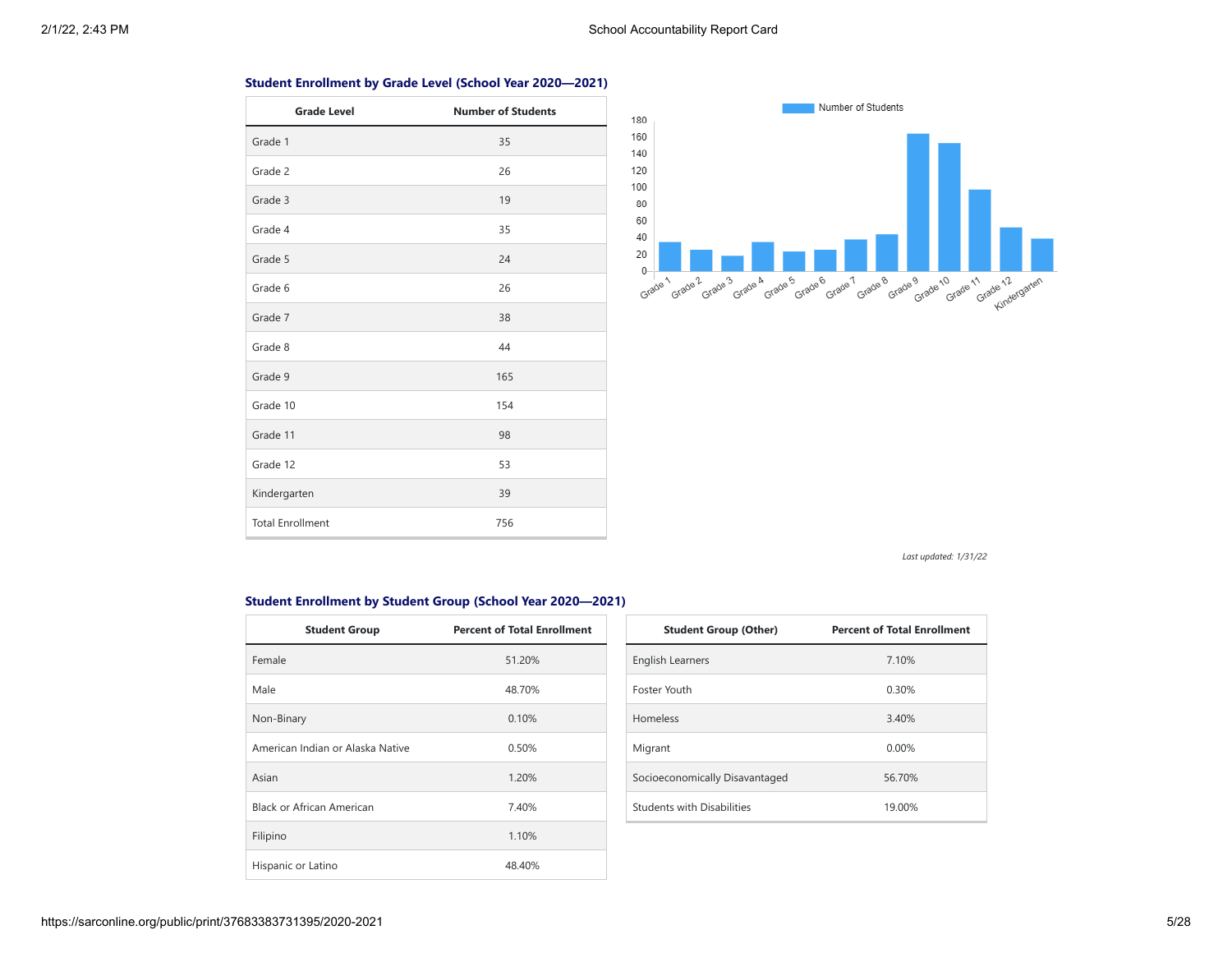### Student Enrollment by Grade Level (School Year 2020—2021)

| Grade Level | Number of Students |
|---|---|
| Grade 1 | 35 |
| Grade 2 | 26 |
| Grade 3 | 19 |
| Grade 4 | 35 |
| Grade 5 | 24 |
| Grade 6 | 26 |
| Grade 7 | 38 |
| Grade 8 | 44 |
| Grade 9 | 165 |
| Grade 10 | 154 |
| Grade 11 | 98 |
| Grade 12 | 53 |
| Kindergarten | 39 |
| Total Enrollment | 756 |

*Last updated: 1/31/22*

### Student Enrollment by Student Group (School Year 2020—2021)

| Student Group | Percent of Total Enrollment |
|---|---|
| Female | 51.20% |
| Male | 48.70% |
| Non-Binary | 0.10% |
| American Indian or Alaska Native | 0.50% |
| Asian | 1.20% |
| Black or African American | 7.40% |
| Filipino | 1.10% |
| Hispanic or Latino | 48.40% |

| Student Group (Other) | Percent of Total Enrollment |
|---|---|
| English Learners | 7.10% |
| Foster Youth | 0.30% |
| Homeless | 3.40% |
| Migrant | 0.00% |
| Socioeconomically Disavantaged | 56.70% |
| Students with Disabilities | 19.00% |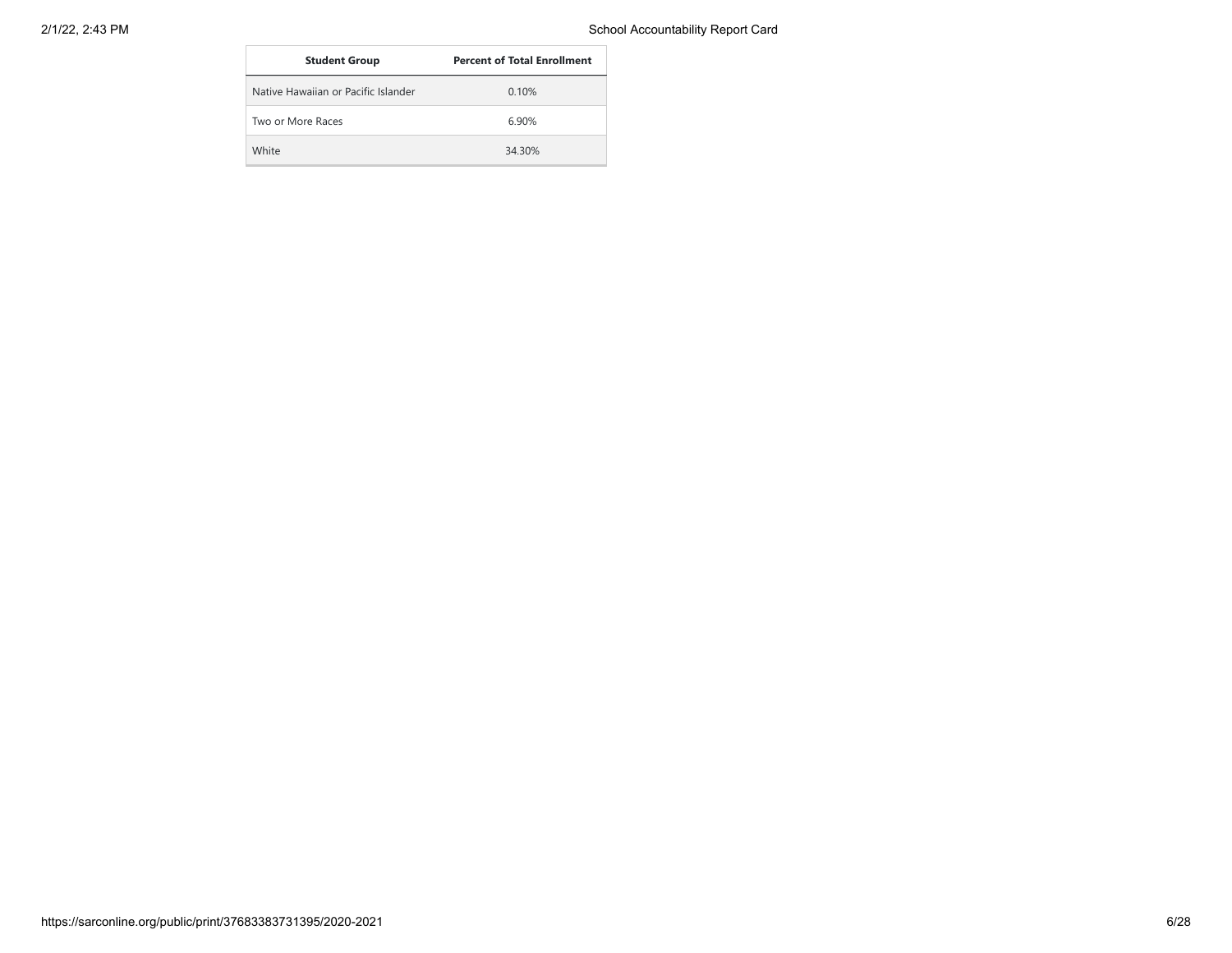| Student Group | Percent of Total Enrollment |
|---|---|
| Native Hawaiian or Pacific Islander | 0.10% |
| Two or More Races | 6.90% |
| White | 34.30% |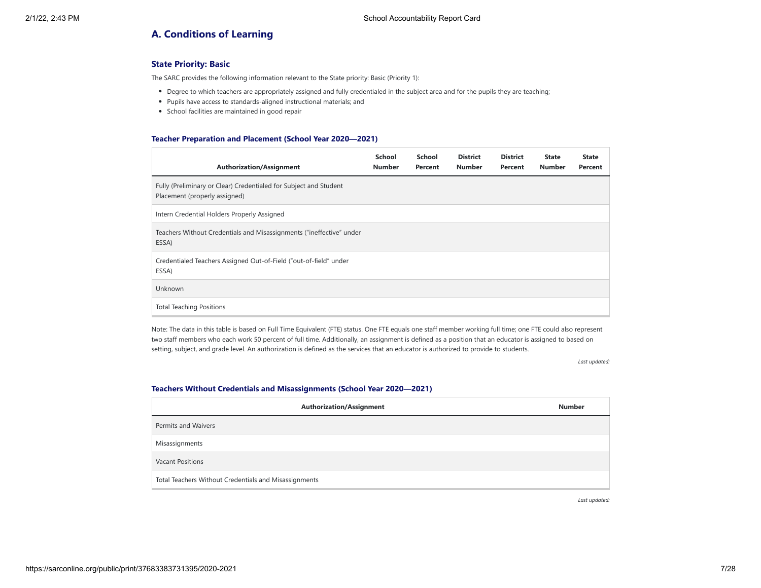## A. Conditions of Learning

### State Priority: Basic

The SARC provides the following information relevant to the State priority: Basic (Priority 1):

- Degree to which teachers are appropriately assigned and fully credentialed in the subject area and for the pupils they are teaching;
- Pupils have access to standards-aligned instructional materials; and
- School facilities are maintained in good repair

#### Teacher Preparation and Placement (School Year 2020—2021)

| Authorization/Assignment | School Number | School Percent | District Number | District Percent | State Number | State Percent |
|---|---|---|---|---|---|---|
| Fully (Preliminary or Clear) Credentialed for Subject and Student Placement (properly assigned) | | | | | | |
| Intern Credential Holders Properly Assigned | | | | | | |
| Teachers Without Credentials and Misassignments ("ineffective" under ESSA) | | | | | | |
| Credentialed Teachers Assigned Out-of-Field ("out-of-field" under ESSA) | | | | | | |
| Unknown | | | | | | |
| Total Teaching Positions | | | | | | |

Note: The data in this table is based on Full Time Equivalent (FTE) status. One FTE equals one staff member working full time; one FTE could also represent two staff members who each work 50 percent of full time. Additionally, an assignment is defined as a position that an educator is assigned to based on setting, subject, and grade level. An authorization is defined as the services that an educator is authorized to provide to students.

*Last updated:*

#### Teachers Without Credentials and Misassignments (School Year 2020—2021)

| Authorization/Assignment | Number |
|---|---|
| Permits and Waivers | |
| Misassignments | |
| Vacant Positions | |
| Total Teachers Without Credentials and Misassignments | |

*Last updated:*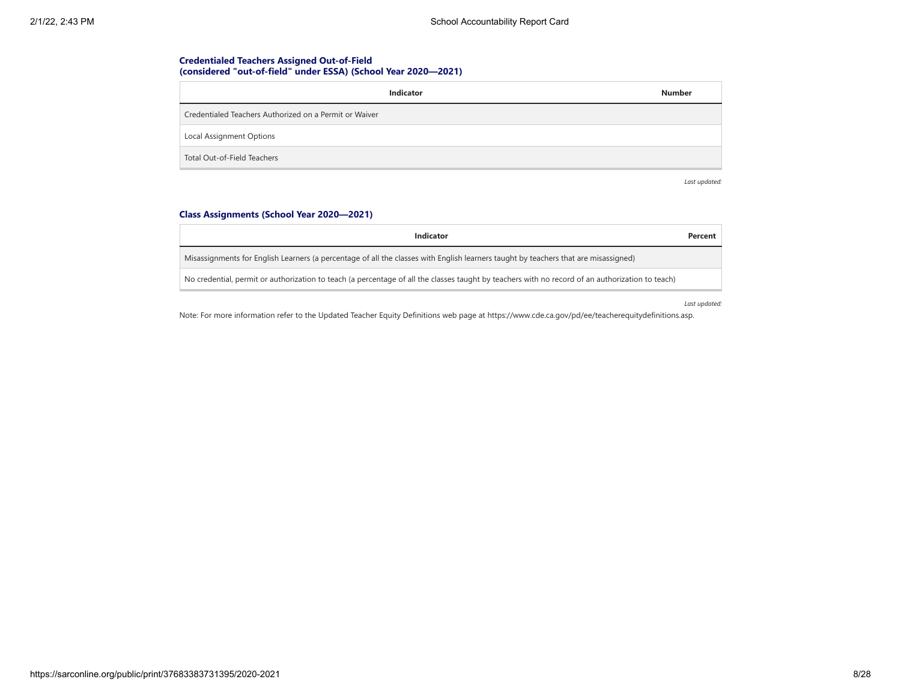### Credentialed Teachers Assigned Out-of-Field (considered "out-of-field" under ESSA) (School Year 2020—2021)

| Indicator | Number |
| --- | --- |
| Credentialed Teachers Authorized on a Permit or Waiver | |
| Local Assignment Options | |
| Total Out-of-Field Teachers | |

*Last updated:*

### Class Assignments (School Year 2020—2021)

| Indicator | Percent |
| --- | --- |
| Misassignments for English Learners (a percentage of all the classes with English learners taught by teachers that are misassigned) | |
| No credential, permit or authorization to teach (a percentage of all the classes taught by teachers with no record of an authorization to teach) | |

*Last updated:*

Note: For more information refer to the Updated Teacher Equity Definitions web page at https://www.cde.ca.gov/pd/ee/teacherequitydefinitions.asp.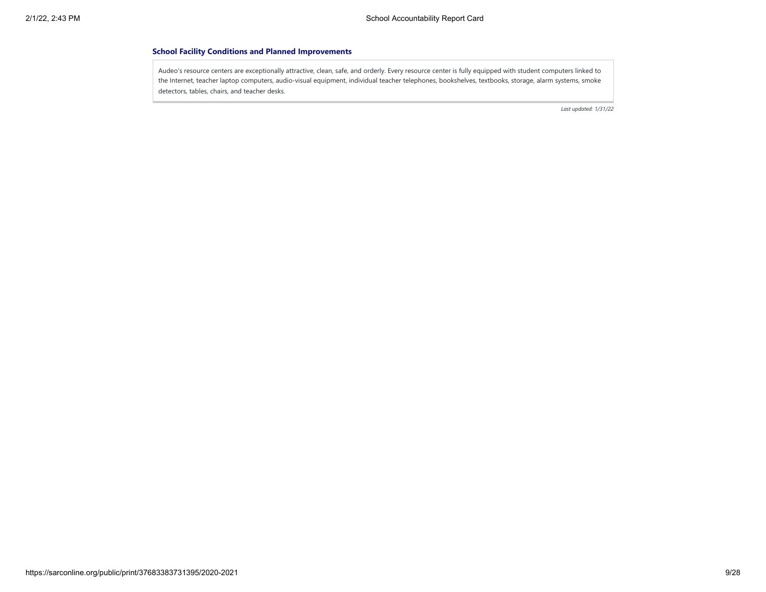### School Facility Conditions and Planned Improvements

Audeo's resource centers are exceptionally attractive, clean, safe, and orderly. Every resource center is fully equipped with student computers linked to the Internet, teacher laptop computers, audio-visual equipment, individual teacher telephones, bookshelves, textbooks, storage, alarm systems, smoke detectors, tables, chairs, and teacher desks.

*Last updated: 1/31/22*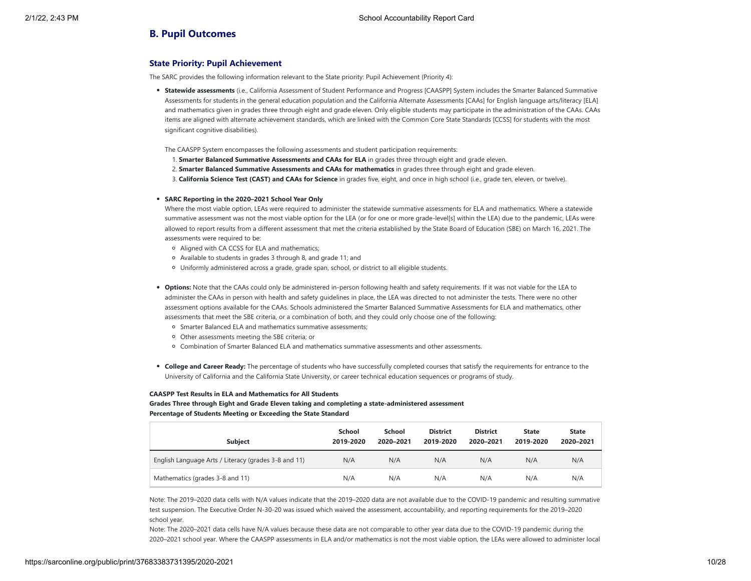## B. Pupil Outcomes

### State Priority: Pupil Achievement

The SARC provides the following information relevant to the State priority: Pupil Achievement (Priority 4):

- **Statewide assessments** (i.e., California Assessment of Student Performance and Progress [CAASPP] System includes the Smarter Balanced Summative Assessments for students in the general education population and the California Alternate Assessments [CAAs] for English language arts/literacy [ELA] and mathematics given in grades three through eight and grade eleven. Only eligible students may participate in the administration of the CAAs. CAAs items are aligned with alternate achievement standards, which are linked with the Common Core State Standards [CCSS] for students with the most significant cognitive disabilities).

  The CAASPP System encompasses the following assessments and student participation requirements:
  1. **Smarter Balanced Summative Assessments and CAAs for ELA** in grades three through eight and grade eleven.
  2. **Smarter Balanced Summative Assessments and CAAs for mathematics** in grades three through eight and grade eleven.
  3. **California Science Test (CAST) and CAAs for Science** in grades five, eight, and once in high school (i.e., grade ten, eleven, or twelve).

- **SARC Reporting in the 2020–2021 School Year Only**
  Where the most viable option, LEAs were required to administer the statewide summative assessments for ELA and mathematics. Where a statewide summative assessment was not the most viable option for the LEA (or for one or more grade-level[s] within the LEA) due to the pandemic, LEAs were allowed to report results from a different assessment that met the criteria established by the State Board of Education (SBE) on March 16, 2021. The assessments were required to be:
  - Aligned with CA CCSS for ELA and mathematics;
  - Available to students in grades 3 through 8, and grade 11; and
  - Uniformly administered across a grade, grade span, school, or district to all eligible students.

- **Options:** Note that the CAAs could only be administered in-person following health and safety requirements. If it was not viable for the LEA to administer the CAAs in person with health and safety guidelines in place, the LEA was directed to not administer the tests. There were no other assessment options available for the CAAs. Schools administered the Smarter Balanced Summative Assessments for ELA and mathematics, other assessments that meet the SBE criteria, or a combination of both, and they could only choose one of the following:
  - Smarter Balanced ELA and mathematics summative assessments;
  - Other assessments meeting the SBE criteria; or
  - Combination of Smarter Balanced ELA and mathematics summative assessments and other assessments.

- **College and Career Ready:** The percentage of students who have successfully completed courses that satisfy the requirements for entrance to the University of California and the California State University, or career technical education sequences or programs of study.

**CAASPP Test Results in ELA and Mathematics for All Students**
**Grades Three through Eight and Grade Eleven taking and completing a state-administered assessment**
**Percentage of Students Meeting or Exceeding the State Standard**

| Subject | School 2019-2020 | School 2020–2021 | District 2019-2020 | District 2020–2021 | State 2019-2020 | State 2020–2021 |
|---|---|---|---|---|---|---|
| English Language Arts / Literacy (grades 3-8 and 11) | N/A | N/A | N/A | N/A | N/A | N/A |
| Mathematics (grades 3-8 and 11) | N/A | N/A | N/A | N/A | N/A | N/A |

Note: The 2019–2020 data cells with N/A values indicate that the 2019–2020 data are not available due to the COVID-19 pandemic and resulting summative test suspension. The Executive Order N-30-20 was issued which waived the assessment, accountability, and reporting requirements for the 2019–2020 school year.

Note: The 2020–2021 data cells have N/A values because these data are not comparable to other year data due to the COVID-19 pandemic during the 2020–2021 school year. Where the CAASPP assessments in ELA and/or mathematics is not the most viable option, the LEAs were allowed to administer local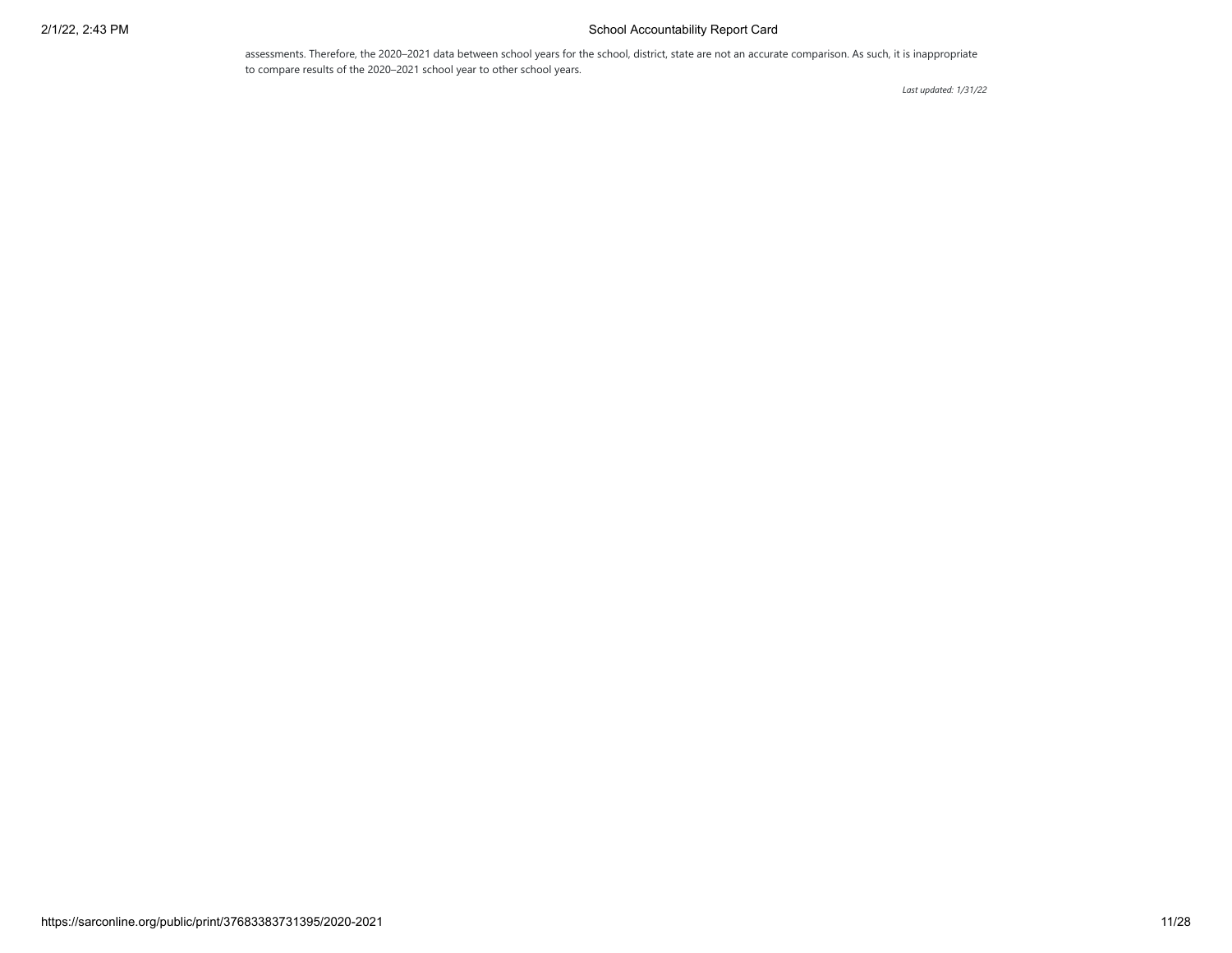assessments. Therefore, the 2020–2021 data between school years for the school, district, state are not an accurate comparison. As such, it is inappropriate to compare results of the 2020–2021 school year to other school years.

*Last updated: 1/31/22*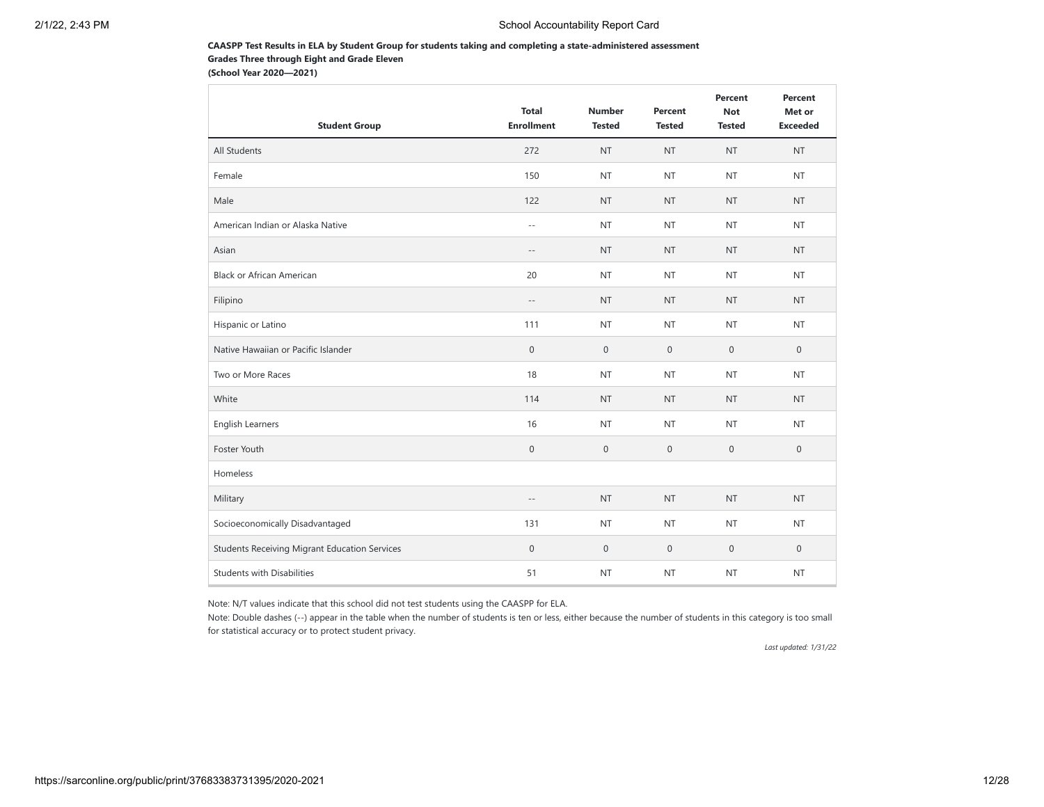**CAASPP Test Results in ELA by Student Group for students taking and completing a state-administered assessment**
**Grades Three through Eight and Grade Eleven**
**(School Year 2020—2021)**

| Student Group | Total Enrollment | Number Tested | Percent Tested | Percent Not Tested | Percent Met or Exceeded |
|---|---|---|---|---|---|
| All Students | 272 | NT | NT | NT | NT |
| Female | 150 | NT | NT | NT | NT |
| Male | 122 | NT | NT | NT | NT |
| American Indian or Alaska Native | -- | NT | NT | NT | NT |
| Asian | -- | NT | NT | NT | NT |
| Black or African American | 20 | NT | NT | NT | NT |
| Filipino | -- | NT | NT | NT | NT |
| Hispanic or Latino | 111 | NT | NT | NT | NT |
| Native Hawaiian or Pacific Islander | 0 | 0 | 0 | 0 | 0 |
| Two or More Races | 18 | NT | NT | NT | NT |
| White | 114 | NT | NT | NT | NT |
| English Learners | 16 | NT | NT | NT | NT |
| Foster Youth | 0 | 0 | 0 | 0 | 0 |
| Homeless | | | | | |
| Military | -- | NT | NT | NT | NT |
| Socioeconomically Disadvantaged | 131 | NT | NT | NT | NT |
| Students Receiving Migrant Education Services | 0 | 0 | 0 | 0 | 0 |
| Students with Disabilities | 51 | NT | NT | NT | NT |

Note: N/T values indicate that this school did not test students using the CAASPP for ELA.

Note: Double dashes (--) appear in the table when the number of students is ten or less, either because the number of students in this category is too small for statistical accuracy or to protect student privacy.

*Last updated: 1/31/22*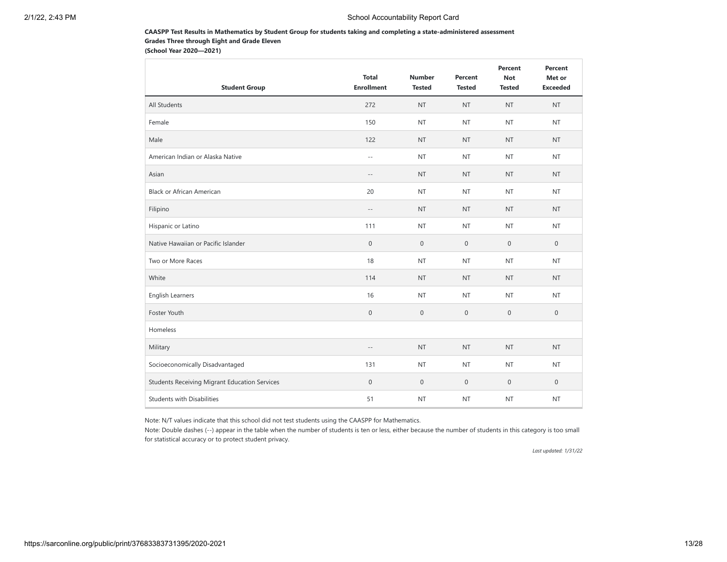**CAASPP Test Results in Mathematics by Student Group for students taking and completing a state-administered assessment**
**Grades Three through Eight and Grade Eleven**
**(School Year 2020—2021)**

| Student Group | Total Enrollment | Number Tested | Percent Tested | Percent Not Tested | Percent Met or Exceeded |
|---|---|---|---|---|---|
| All Students | 272 | NT | NT | NT | NT |
| Female | 150 | NT | NT | NT | NT |
| Male | 122 | NT | NT | NT | NT |
| American Indian or Alaska Native | -- | NT | NT | NT | NT |
| Asian | -- | NT | NT | NT | NT |
| Black or African American | 20 | NT | NT | NT | NT |
| Filipino | -- | NT | NT | NT | NT |
| Hispanic or Latino | 111 | NT | NT | NT | NT |
| Native Hawaiian or Pacific Islander | 0 | 0 | 0 | 0 | 0 |
| Two or More Races | 18 | NT | NT | NT | NT |
| White | 114 | NT | NT | NT | NT |
| English Learners | 16 | NT | NT | NT | NT |
| Foster Youth | 0 | 0 | 0 | 0 | 0 |
| Homeless | | | | | |
| Military | -- | NT | NT | NT | NT |
| Socioeconomically Disadvantaged | 131 | NT | NT | NT | NT |
| Students Receiving Migrant Education Services | 0 | 0 | 0 | 0 | 0 |
| Students with Disabilities | 51 | NT | NT | NT | NT |

Note: N/T values indicate that this school did not test students using the CAASPP for Mathematics.

Note: Double dashes (--) appear in the table when the number of students is ten or less, either because the number of students in this category is too small for statistical accuracy or to protect student privacy.

*Last updated: 1/31/22*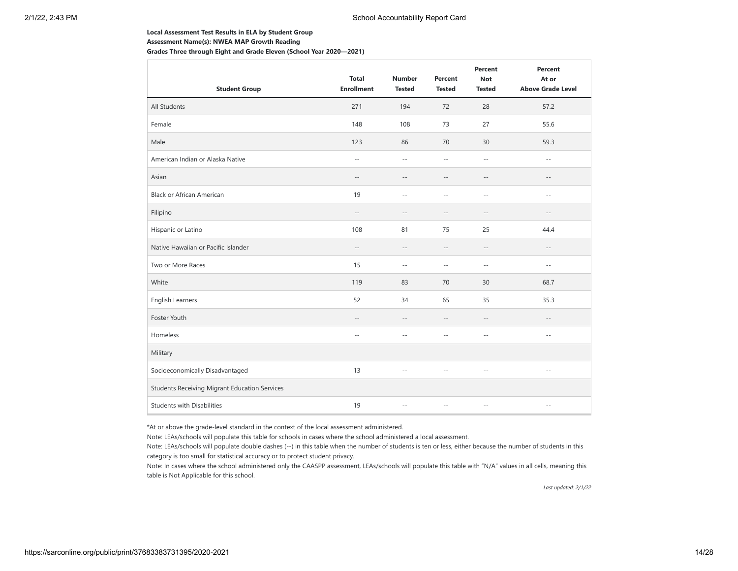**Local Assessment Test Results in ELA by Student Group**

**Assessment Name(s): NWEA MAP Growth Reading**

**Grades Three through Eight and Grade Eleven (School Year 2020—2021)**

| Student Group | Total Enrollment | Number Tested | Percent Tested | Percent Not Tested | Percent At or Above Grade Level |
|---|---|---|---|---|---|
| All Students | 271 | 194 | 72 | 28 | 57.2 |
| Female | 148 | 108 | 73 | 27 | 55.6 |
| Male | 123 | 86 | 70 | 30 | 59.3 |
| American Indian or Alaska Native | -- | -- | -- | -- | -- |
| Asian | -- | -- | -- | -- | -- |
| Black or African American | 19 | -- | -- | -- | -- |
| Filipino | -- | -- | -- | -- | -- |
| Hispanic or Latino | 108 | 81 | 75 | 25 | 44.4 |
| Native Hawaiian or Pacific Islander | -- | -- | -- | -- | -- |
| Two or More Races | 15 | -- | -- | -- | -- |
| White | 119 | 83 | 70 | 30 | 68.7 |
| English Learners | 52 | 34 | 65 | 35 | 35.3 |
| Foster Youth | -- | -- | -- | -- | -- |
| Homeless | -- | -- | -- | -- | -- |
| Military | | | | | |
| Socioeconomically Disadvantaged | 13 | -- | -- | -- | -- |
| Students Receiving Migrant Education Services | | | | | |
| Students with Disabilities | 19 | -- | -- | -- | -- |

*At or above the grade-level standard in the context of the local assessment administered.

Note: LEAs/schools will populate this table for schools in cases where the school administered a local assessment.

Note: LEAs/schools will populate double dashes (--) in this table when the number of students is ten or less, either because the number of students in this category is too small for statistical accuracy or to protect student privacy.

Note: In cases where the school administered only the CAASPP assessment, LEAs/schools will populate this table with "N/A" values in all cells, meaning this table is Not Applicable for this school.

*Last updated: 2/1/22*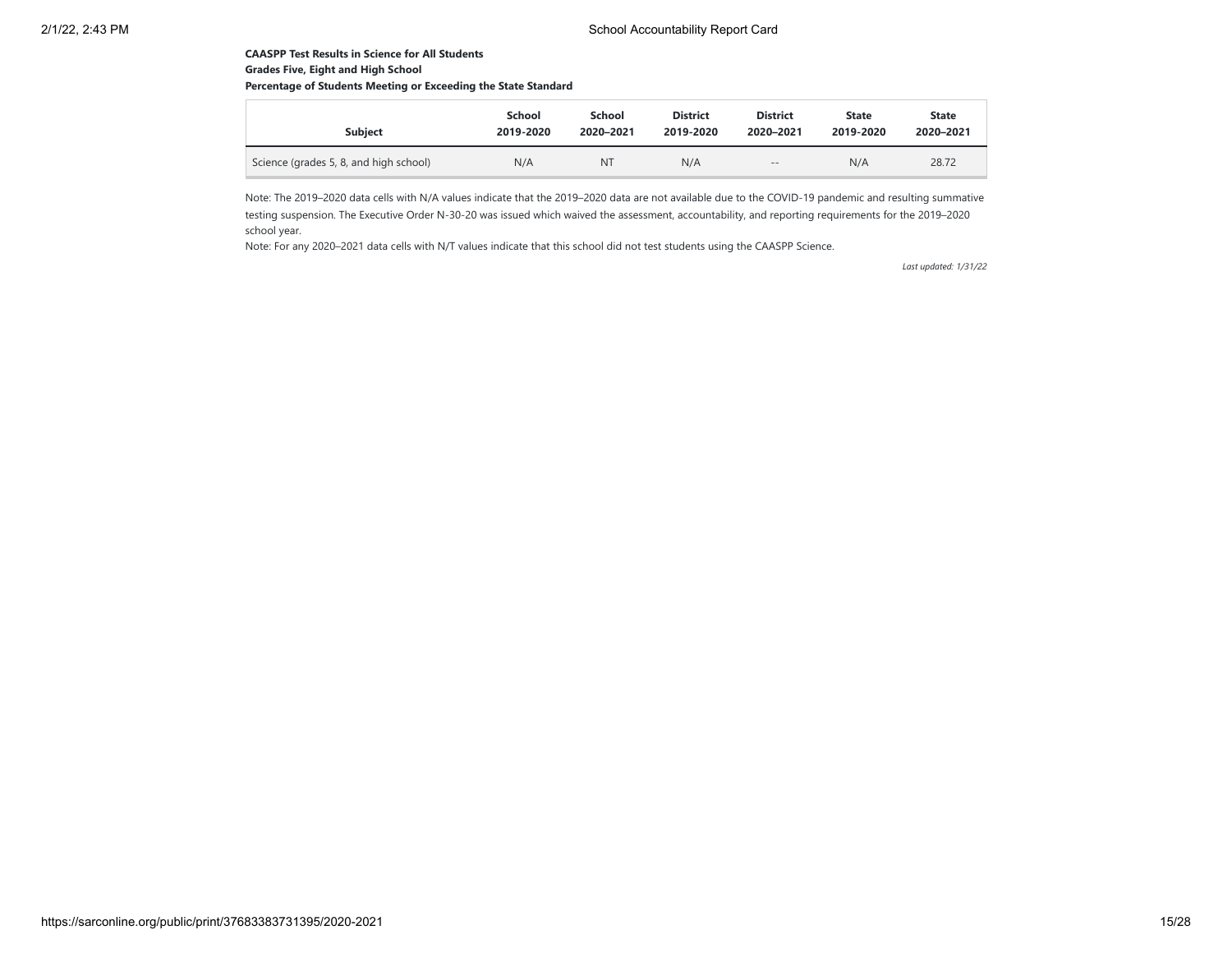**CAASPP Test Results in Science for All Students**

**Grades Five, Eight and High School**

**Percentage of Students Meeting or Exceeding the State Standard**

| Subject | School 2019-2020 | School 2020–2021 | District 2019-2020 | District 2020–2021 | State 2019-2020 | State 2020–2021 |
|---|---|---|---|---|---|---|
| Science (grades 5, 8, and high school) | N/A | NT | N/A | -- | N/A | 28.72 |

Note: The 2019–2020 data cells with N/A values indicate that the 2019–2020 data are not available due to the COVID-19 pandemic and resulting summative testing suspension. The Executive Order N-30-20 was issued which waived the assessment, accountability, and reporting requirements for the 2019–2020 school year.

Note: For any 2020–2021 data cells with N/T values indicate that this school did not test students using the CAASPP Science.

*Last updated: 1/31/22*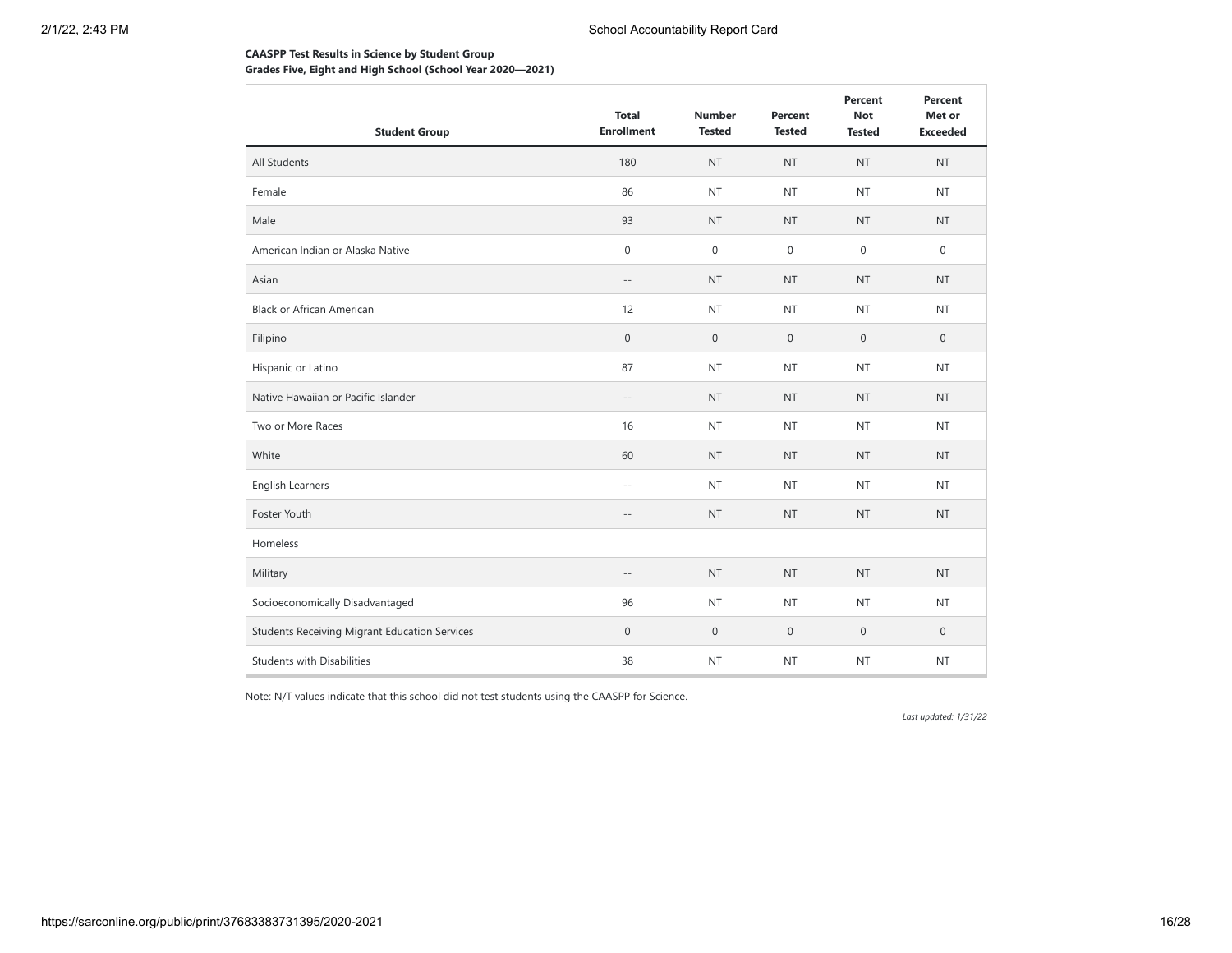**CAASPP Test Results in Science by Student Group**
**Grades Five, Eight and High School (School Year 2020—2021)**

| Student Group | Total Enrollment | Number Tested | Percent Tested | Percent Not Tested | Percent Met or Exceeded |
|---|---|---|---|---|---|
| All Students | 180 | NT | NT | NT | NT |
| Female | 86 | NT | NT | NT | NT |
| Male | 93 | NT | NT | NT | NT |
| American Indian or Alaska Native | 0 | 0 | 0 | 0 | 0 |
| Asian | -- | NT | NT | NT | NT |
| Black or African American | 12 | NT | NT | NT | NT |
| Filipino | 0 | 0 | 0 | 0 | 0 |
| Hispanic or Latino | 87 | NT | NT | NT | NT |
| Native Hawaiian or Pacific Islander | -- | NT | NT | NT | NT |
| Two or More Races | 16 | NT | NT | NT | NT |
| White | 60 | NT | NT | NT | NT |
| English Learners | -- | NT | NT | NT | NT |
| Foster Youth | -- | NT | NT | NT | NT |
| Homeless | | | | | |
| Military | -- | NT | NT | NT | NT |
| Socioeconomically Disadvantaged | 96 | NT | NT | NT | NT |
| Students Receiving Migrant Education Services | 0 | 0 | 0 | 0 | 0 |
| Students with Disabilities | 38 | NT | NT | NT | NT |

Note: N/T values indicate that this school did not test students using the CAASPP for Science.

*Last updated: 1/31/22*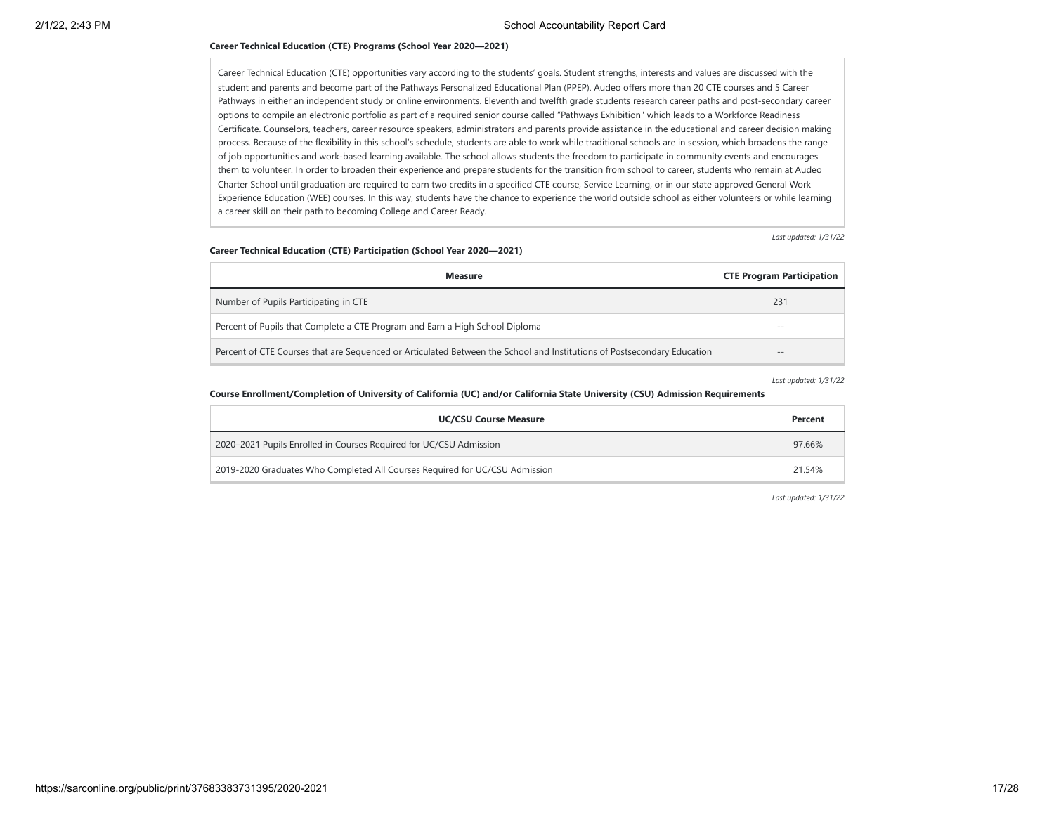**Career Technical Education (CTE) Programs (School Year 2020—2021)**

Career Technical Education (CTE) opportunities vary according to the students' goals. Student strengths, interests and values are discussed with the student and parents and become part of the Pathways Personalized Educational Plan (PPEP). Audeo offers more than 20 CTE courses and 5 Career Pathways in either an independent study or online environments. Eleventh and twelfth grade students research career paths and post-secondary career options to compile an electronic portfolio as part of a required senior course called "Pathways Exhibition" which leads to a Workforce Readiness Certificate. Counselors, teachers, career resource speakers, administrators and parents provide assistance in the educational and career decision making process. Because of the flexibility in this school's schedule, students are able to work while traditional schools are in session, which broadens the range of job opportunities and work-based learning available. The school allows students the freedom to participate in community events and encourages them to volunteer. In order to broaden their experience and prepare students for the transition from school to career, students who remain at Audeo Charter School until graduation are required to earn two credits in a specified CTE course, Service Learning, or in our state approved General Work Experience Education (WEE) courses. In this way, students have the chance to experience the world outside school as either volunteers or while learning a career skill on their path to becoming College and Career Ready.

*Last updated: 1/31/22*

**Career Technical Education (CTE) Participation (School Year 2020—2021)**

| Measure | CTE Program Participation |
|---|---|
| Number of Pupils Participating in CTE | 231 |
| Percent of Pupils that Complete a CTE Program and Earn a High School Diploma | -- |
| Percent of CTE Courses that are Sequenced or Articulated Between the School and Institutions of Postsecondary Education | -- |

*Last updated: 1/31/22*

**Course Enrollment/Completion of University of California (UC) and/or California State University (CSU) Admission Requirements**

| UC/CSU Course Measure | Percent |
|---|---|
| 2020–2021 Pupils Enrolled in Courses Required for UC/CSU Admission | 97.66% |
| 2019-2020 Graduates Who Completed All Courses Required for UC/CSU Admission | 21.54% |

*Last updated: 1/31/22*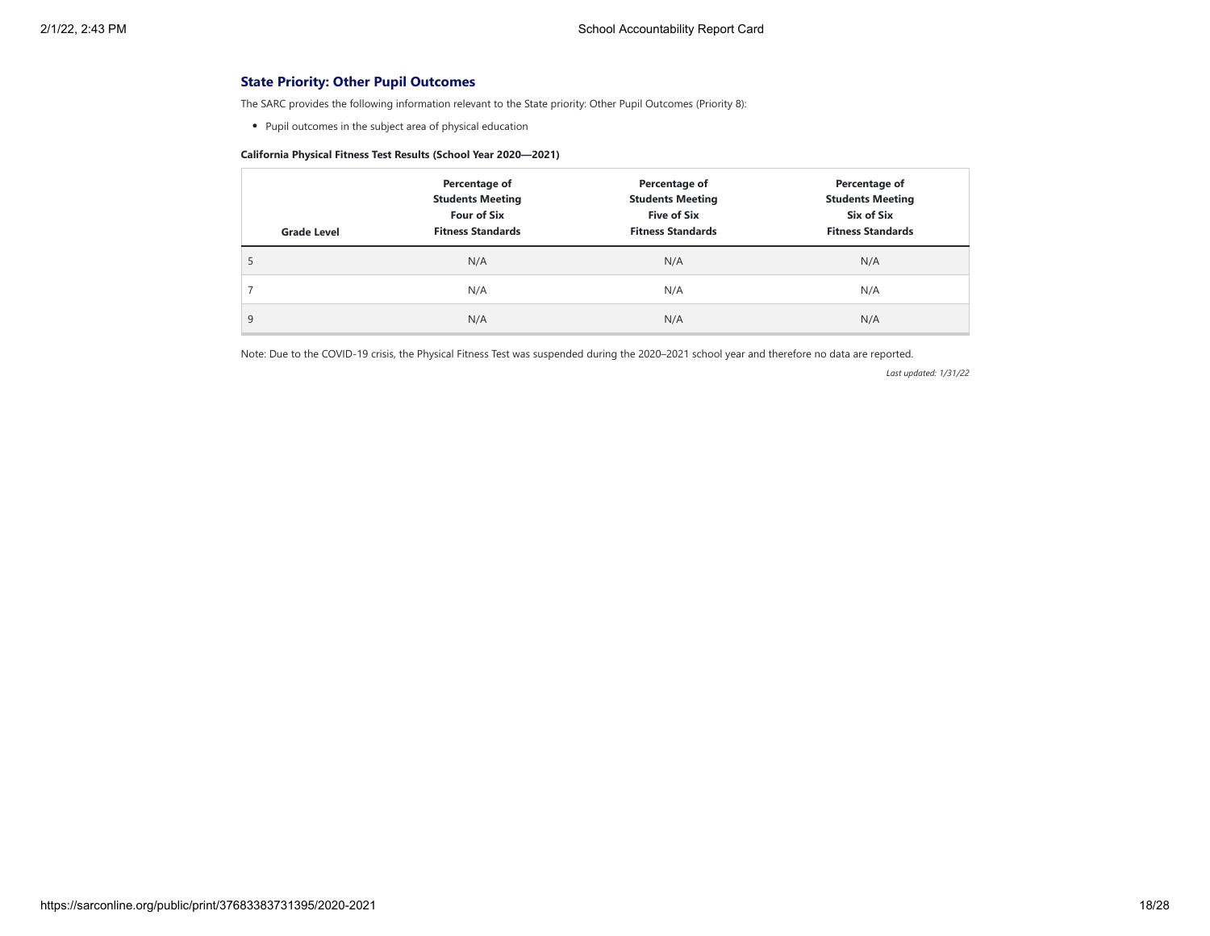## State Priority: Other Pupil Outcomes

The SARC provides the following information relevant to the State priority: Other Pupil Outcomes (Priority 8):

- Pupil outcomes in the subject area of physical education

**California Physical Fitness Test Results (School Year 2020—2021)**

| Grade Level | Percentage of Students Meeting Four of Six Fitness Standards | Percentage of Students Meeting Five of Six Fitness Standards | Percentage of Students Meeting Six of Six Fitness Standards |
|---|---|---|---|
| 5 | N/A | N/A | N/A |
| 7 | N/A | N/A | N/A |
| 9 | N/A | N/A | N/A |

Note: Due to the COVID-19 crisis, the Physical Fitness Test was suspended during the 2020–2021 school year and therefore no data are reported.

*Last updated: 1/31/22*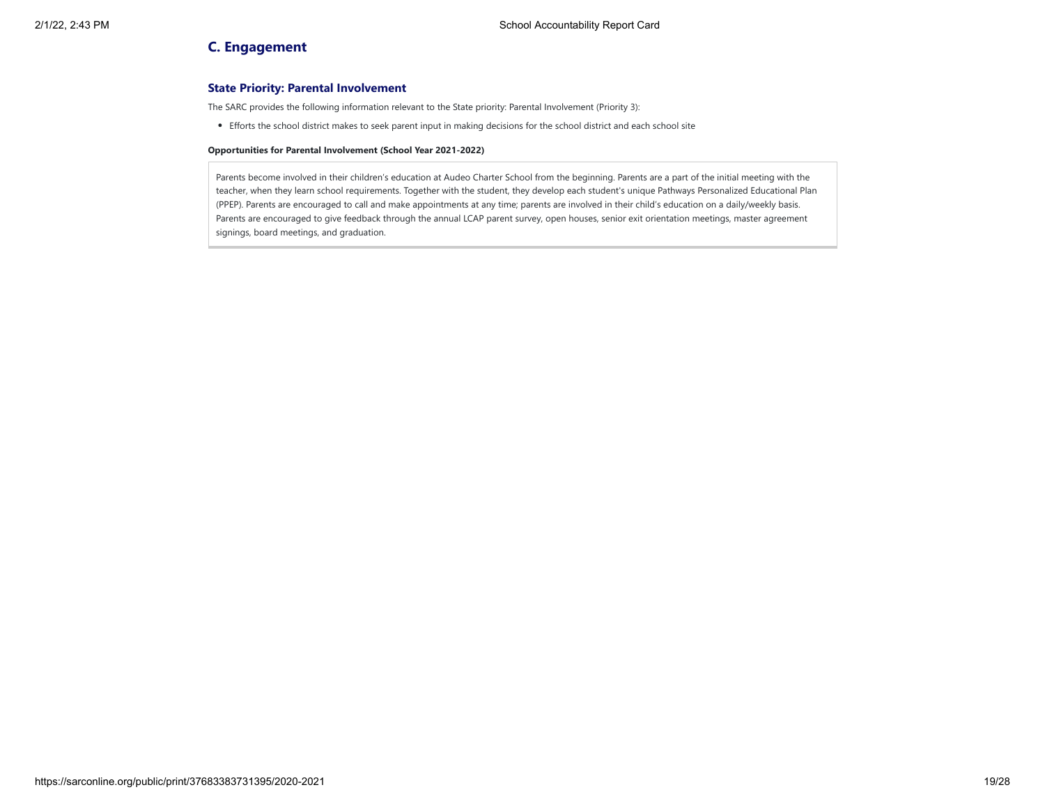## C. Engagement

### State Priority: Parental Involvement

The SARC provides the following information relevant to the State priority: Parental Involvement (Priority 3):

- Efforts the school district makes to seek parent input in making decisions for the school district and each school site

**Opportunities for Parental Involvement (School Year 2021-2022)**

| Parents become involved in their children's education at Audeo Charter School from the beginning. Parents are a part of the initial meeting with the teacher, when they learn school requirements. Together with the student, they develop each student's unique Pathways Personalized Educational Plan (PPEP). Parents are encouraged to call and make appointments at any time; parents are involved in their child's education on a daily/weekly basis. Parents are encouraged to give feedback through the annual LCAP parent survey, open houses, senior exit orientation meetings, master agreement signings, board meetings, and graduation. |
| --- |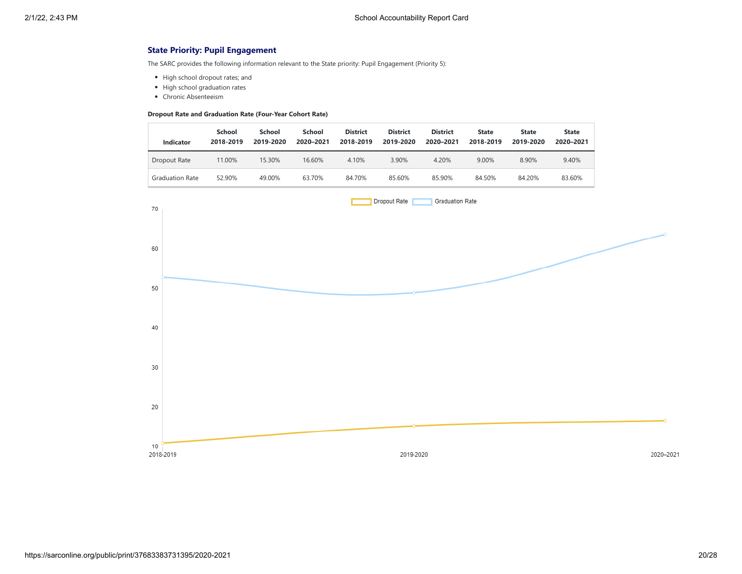## State Priority: Pupil Engagement

The SARC provides the following information relevant to the State priority: Pupil Engagement (Priority 5):

- High school dropout rates; and
- High school graduation rates
- Chronic Absenteeism

**Dropout Rate and Graduation Rate (Four-Year Cohort Rate)**

| Indicator | School 2018-2019 | School 2019-2020 | School 2020–2021 | District 2018-2019 | District 2019-2020 | District 2020–2021 | State 2018-2019 | State 2019-2020 | State 2020–2021 |
|---|---|---|---|---|---|---|---|---|---|
| Dropout Rate | 11.00% | 15.30% | 16.60% | 4.10% | 3.90% | 4.20% | 9.00% | 8.90% | 9.40% |
| Graduation Rate | 52.90% | 49.00% | 63.70% | 84.70% | 85.60% | 85.90% | 84.50% | 84.20% | 83.60% |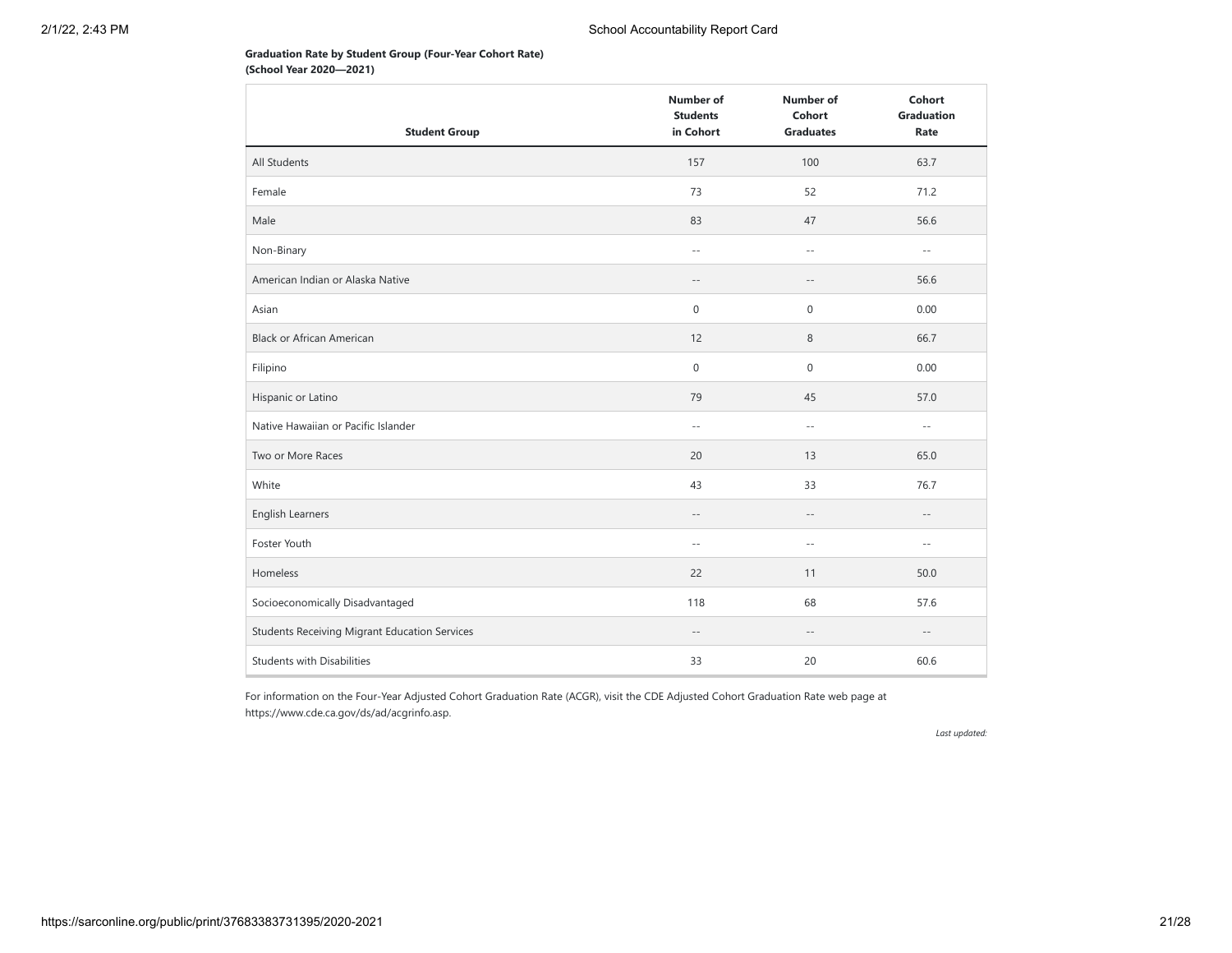**Graduation Rate by Student Group (Four-Year Cohort Rate) (School Year 2020—2021)**

| Student Group | Number of Students in Cohort | Number of Cohort Graduates | Cohort Graduation Rate |
|---|---|---|---|
| All Students | 157 | 100 | 63.7 |
| Female | 73 | 52 | 71.2 |
| Male | 83 | 47 | 56.6 |
| Non-Binary | -- | -- | -- |
| American Indian or Alaska Native | -- | -- | 56.6 |
| Asian | 0 | 0 | 0.00 |
| Black or African American | 12 | 8 | 66.7 |
| Filipino | 0 | 0 | 0.00 |
| Hispanic or Latino | 79 | 45 | 57.0 |
| Native Hawaiian or Pacific Islander | -- | -- | -- |
| Two or More Races | 20 | 13 | 65.0 |
| White | 43 | 33 | 76.7 |
| English Learners | -- | -- | -- |
| Foster Youth | -- | -- | -- |
| Homeless | 22 | 11 | 50.0 |
| Socioeconomically Disadvantaged | 118 | 68 | 57.6 |
| Students Receiving Migrant Education Services | -- | -- | -- |
| Students with Disabilities | 33 | 20 | 60.6 |

For information on the Four-Year Adjusted Cohort Graduation Rate (ACGR), visit the CDE Adjusted Cohort Graduation Rate web page at https://www.cde.ca.gov/ds/ad/acgrinfo.asp.

*Last updated:*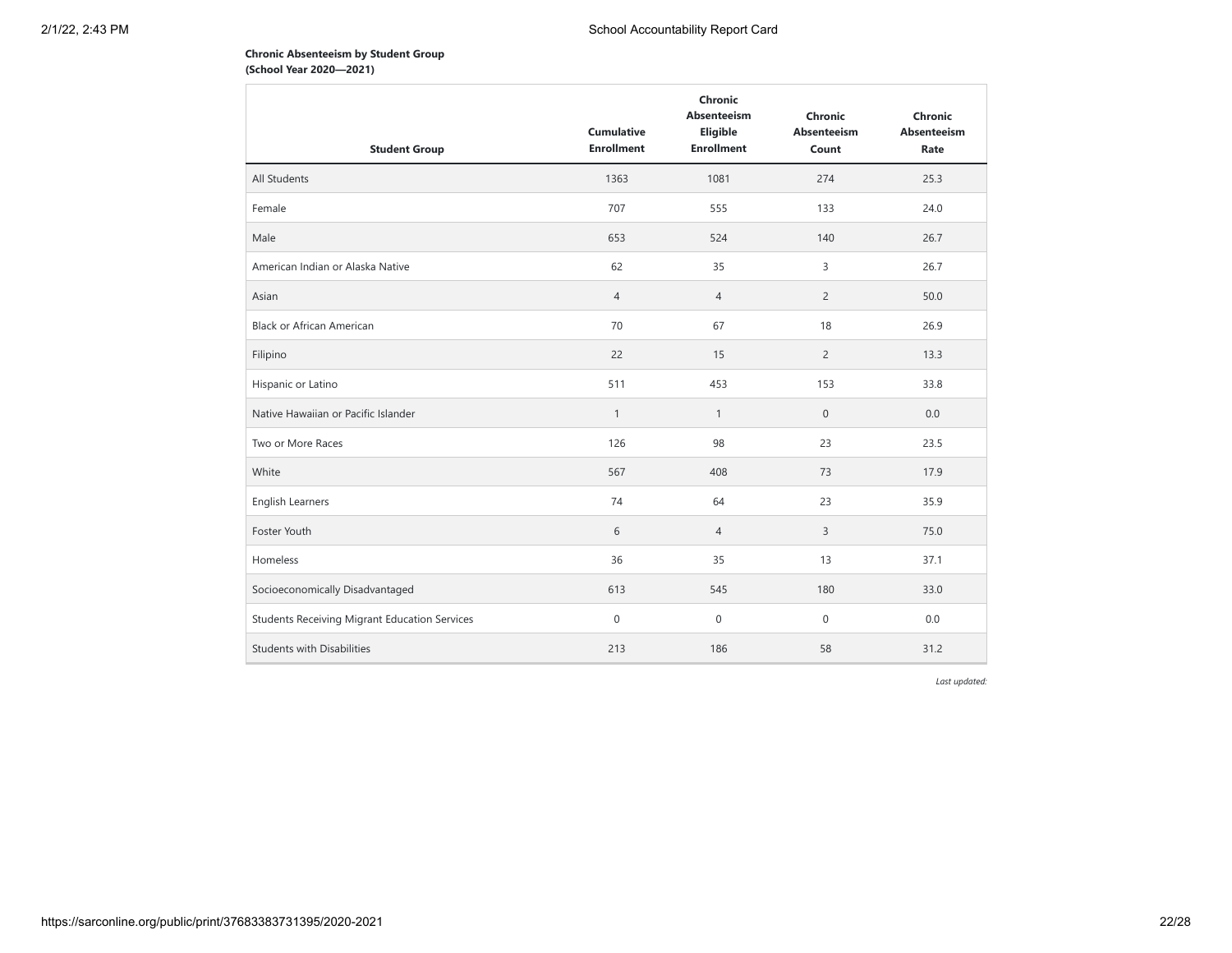**Chronic Absenteeism by Student Group**
**(School Year 2020—2021)**

| Student Group | Cumulative Enrollment | Chronic Absenteeism Eligible Enrollment | Chronic Absenteeism Count | Chronic Absenteeism Rate |
|---|---|---|---|---|
| All Students | 1363 | 1081 | 274 | 25.3 |
| Female | 707 | 555 | 133 | 24.0 |
| Male | 653 | 524 | 140 | 26.7 |
| American Indian or Alaska Native | 62 | 35 | 3 | 26.7 |
| Asian | 4 | 4 | 2 | 50.0 |
| Black or African American | 70 | 67 | 18 | 26.9 |
| Filipino | 22 | 15 | 2 | 13.3 |
| Hispanic or Latino | 511 | 453 | 153 | 33.8 |
| Native Hawaiian or Pacific Islander | 1 | 1 | 0 | 0.0 |
| Two or More Races | 126 | 98 | 23 | 23.5 |
| White | 567 | 408 | 73 | 17.9 |
| English Learners | 74 | 64 | 23 | 35.9 |
| Foster Youth | 6 | 4 | 3 | 75.0 |
| Homeless | 36 | 35 | 13 | 37.1 |
| Socioeconomically Disadvantaged | 613 | 545 | 180 | 33.0 |
| Students Receiving Migrant Education Services | 0 | 0 | 0 | 0.0 |
| Students with Disabilities | 213 | 186 | 58 | 31.2 |

*Last updated:*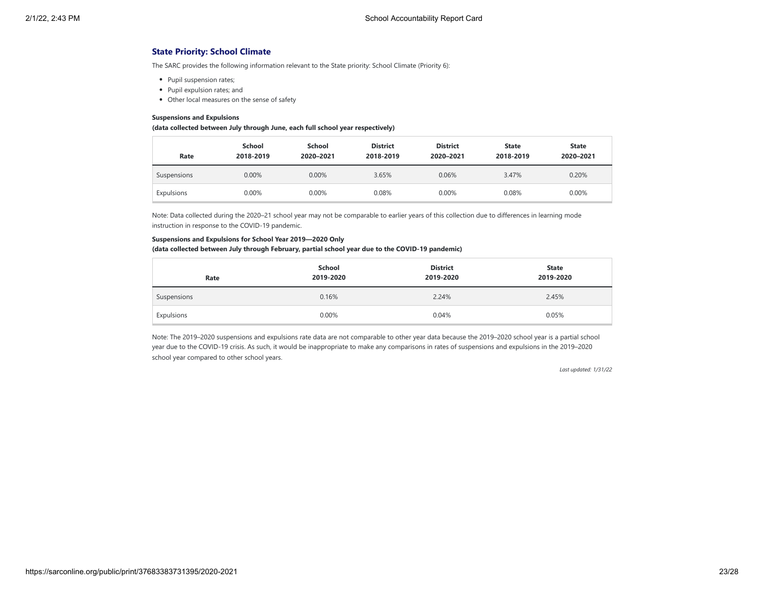## State Priority: School Climate

The SARC provides the following information relevant to the State priority: School Climate (Priority 6):

- Pupil suspension rates;
- Pupil expulsion rates; and
- Other local measures on the sense of safety

**Suspensions and Expulsions**
**(data collected between July through June, each full school year respectively)**

| Rate | School 2018-2019 | School 2020–2021 | District 2018-2019 | District 2020–2021 | State 2018-2019 | State 2020–2021 |
|---|---|---|---|---|---|---|
| Suspensions | 0.00% | 0.00% | 3.65% | 0.06% | 3.47% | 0.20% |
| Expulsions | 0.00% | 0.00% | 0.08% | 0.00% | 0.08% | 0.00% |

Note: Data collected during the 2020–21 school year may not be comparable to earlier years of this collection due to differences in learning mode instruction in response to the COVID-19 pandemic.

**Suspensions and Expulsions for School Year 2019—2020 Only**
**(data collected between July through February, partial school year due to the COVID-19 pandemic)**

| Rate | School 2019-2020 | District 2019-2020 | State 2019-2020 |
|---|---|---|---|
| Suspensions | 0.16% | 2.24% | 2.45% |
| Expulsions | 0.00% | 0.04% | 0.05% |

Note: The 2019–2020 suspensions and expulsions rate data are not comparable to other year data because the 2019–2020 school year is a partial school year due to the COVID-19 crisis. As such, it would be inappropriate to make any comparisons in rates of suspensions and expulsions in the 2019–2020 school year compared to other school years.

*Last updated: 1/31/22*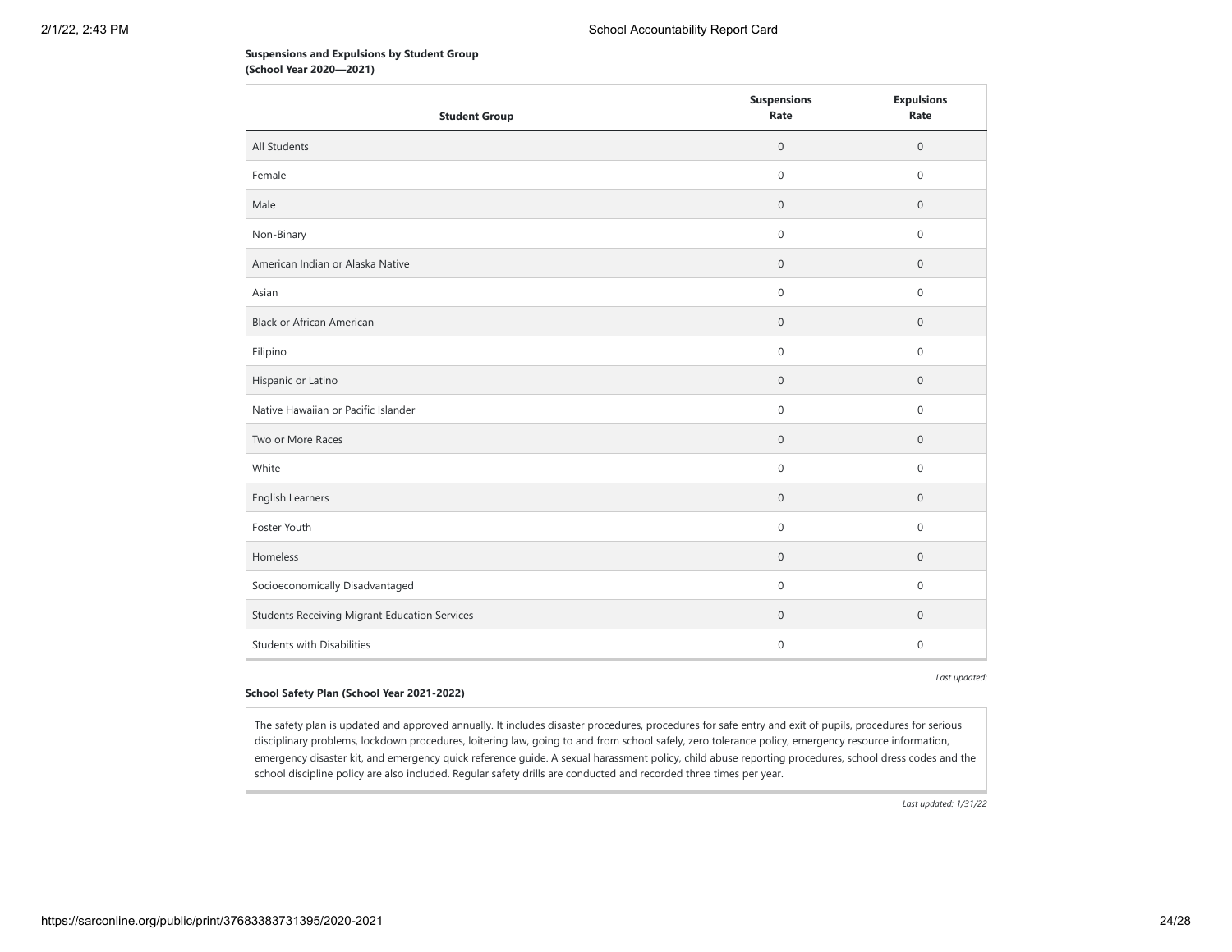**Suspensions and Expulsions by Student Group**
**(School Year 2020—2021)**

| Student Group | Suspensions Rate | Expulsions Rate |
|---|---|---|
| All Students | 0 | 0 |
| Female | 0 | 0 |
| Male | 0 | 0 |
| Non-Binary | 0 | 0 |
| American Indian or Alaska Native | 0 | 0 |
| Asian | 0 | 0 |
| Black or African American | 0 | 0 |
| Filipino | 0 | 0 |
| Hispanic or Latino | 0 | 0 |
| Native Hawaiian or Pacific Islander | 0 | 0 |
| Two or More Races | 0 | 0 |
| White | 0 | 0 |
| English Learners | 0 | 0 |
| Foster Youth | 0 | 0 |
| Homeless | 0 | 0 |
| Socioeconomically Disadvantaged | 0 | 0 |
| Students Receiving Migrant Education Services | 0 | 0 |
| Students with Disabilities | 0 | 0 |

*Last updated:*

**School Safety Plan (School Year 2021-2022)**

The safety plan is updated and approved annually. It includes disaster procedures, procedures for safe entry and exit of pupils, procedures for serious disciplinary problems, lockdown procedures, loitering law, going to and from school safely, zero tolerance policy, emergency resource information, emergency disaster kit, and emergency quick reference guide. A sexual harassment policy, child abuse reporting procedures, school dress codes and the school discipline policy are also included. Regular safety drills are conducted and recorded three times per year.

*Last updated: 1/31/22*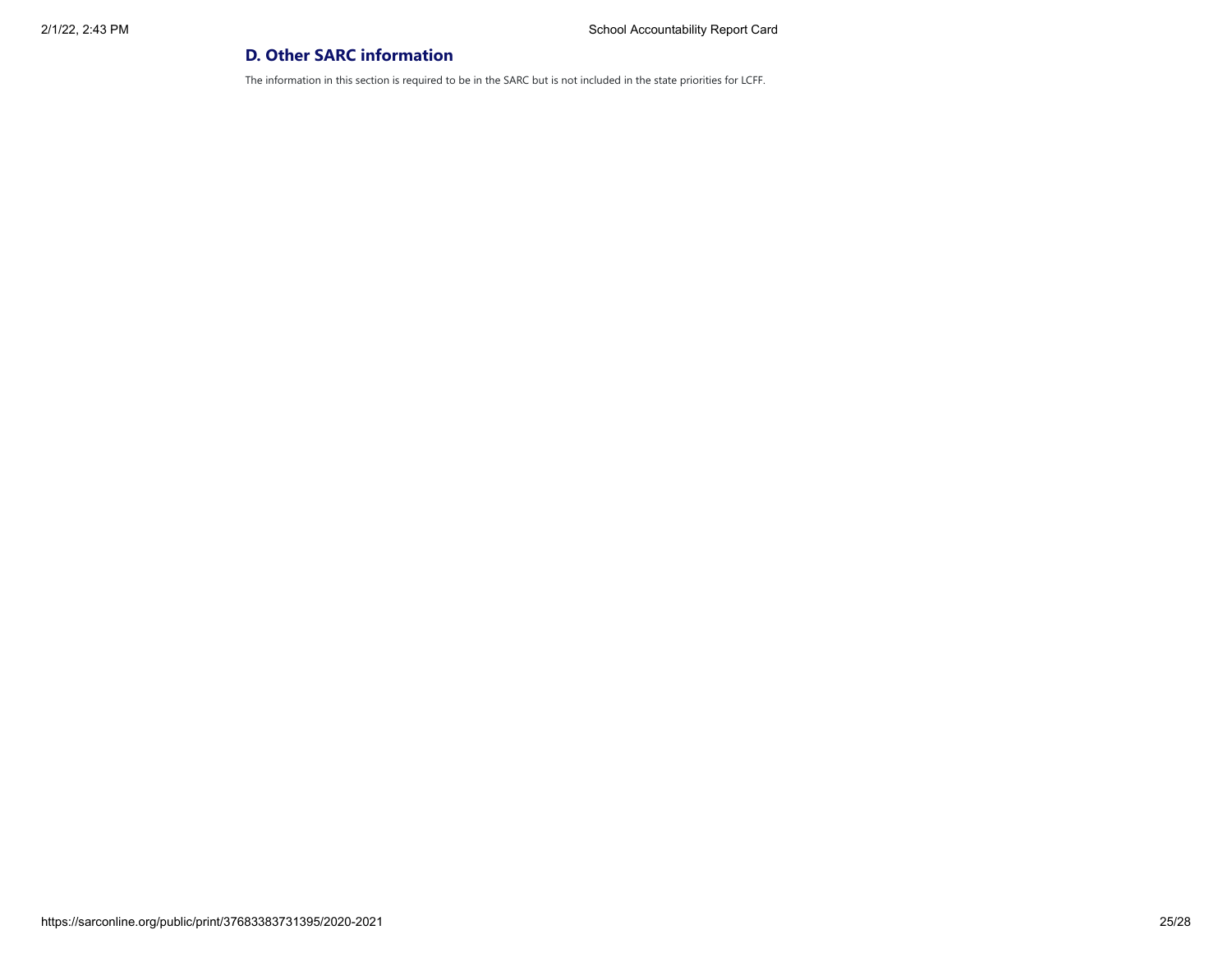## D. Other SARC information

The information in this section is required to be in the SARC but is not included in the state priorities for LCFF.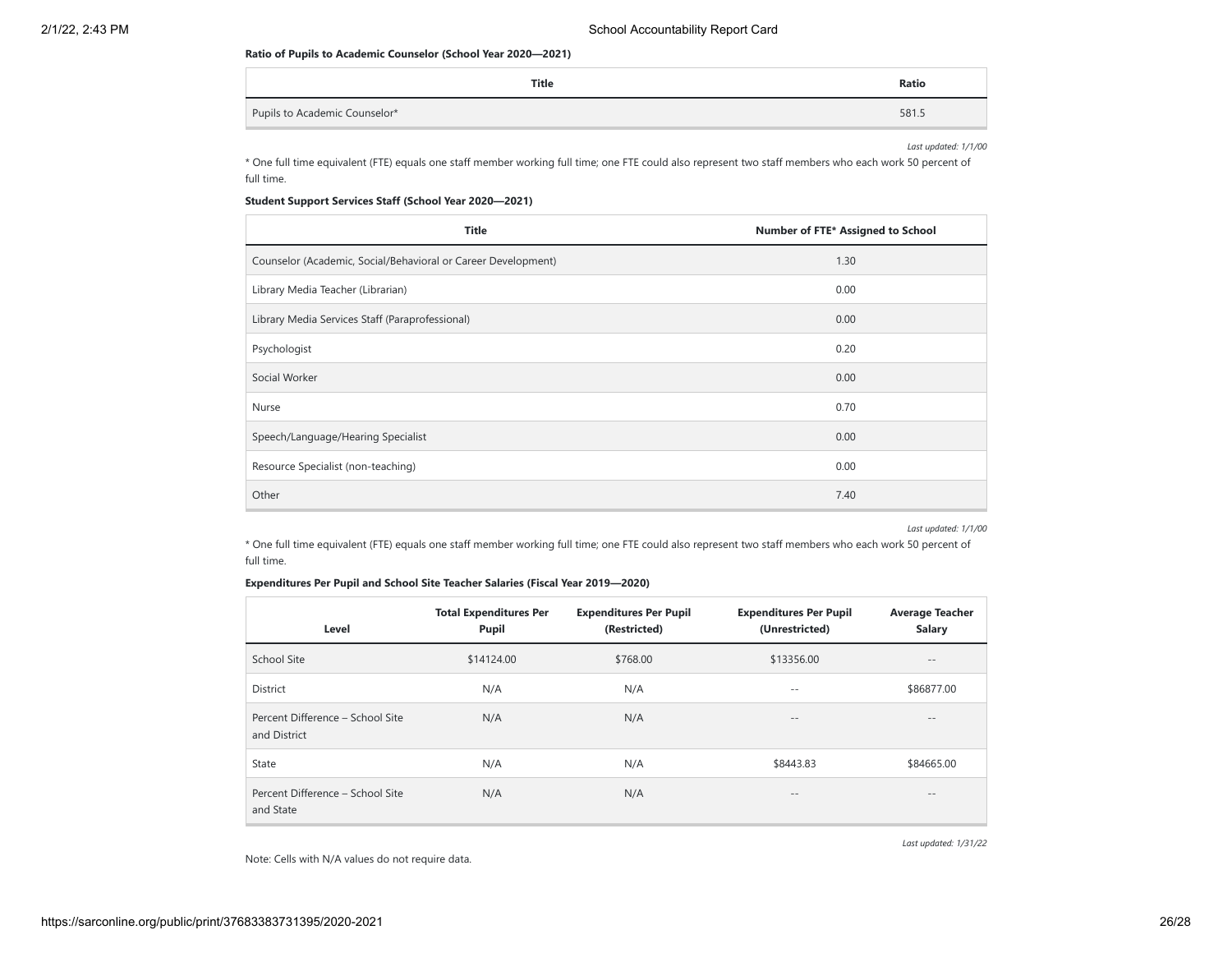**Ratio of Pupils to Academic Counselor (School Year 2020—2021)**

| Title | Ratio |
|---|---|
| Pupils to Academic Counselor* | 581.5 |

*Last updated: 1/1/00*

* One full time equivalent (FTE) equals one staff member working full time; one FTE could also represent two staff members who each work 50 percent of full time.

**Student Support Services Staff (School Year 2020—2021)**

| Title | Number of FTE* Assigned to School |
|---|---|
| Counselor (Academic, Social/Behavioral or Career Development) | 1.30 |
| Library Media Teacher (Librarian) | 0.00 |
| Library Media Services Staff (Paraprofessional) | 0.00 |
| Psychologist | 0.20 |
| Social Worker | 0.00 |
| Nurse | 0.70 |
| Speech/Language/Hearing Specialist | 0.00 |
| Resource Specialist (non-teaching) | 0.00 |
| Other | 7.40 |

*Last updated: 1/1/00*

* One full time equivalent (FTE) equals one staff member working full time; one FTE could also represent two staff members who each work 50 percent of full time.

**Expenditures Per Pupil and School Site Teacher Salaries (Fiscal Year 2019—2020)**

| Level | Total Expenditures Per Pupil | Expenditures Per Pupil (Restricted) | Expenditures Per Pupil (Unrestricted) | Average Teacher Salary |
|---|---|---|---|---|
| School Site | $14124.00 | $768.00 | $13356.00 | -- |
| District | N/A | N/A | -- | $86877.00 |
| Percent Difference – School Site and District | N/A | N/A | -- | -- |
| State | N/A | N/A | $8443.83 | $84665.00 |
| Percent Difference – School Site and State | N/A | N/A | -- | -- |

*Last updated: 1/31/22*

Note: Cells with N/A values do not require data.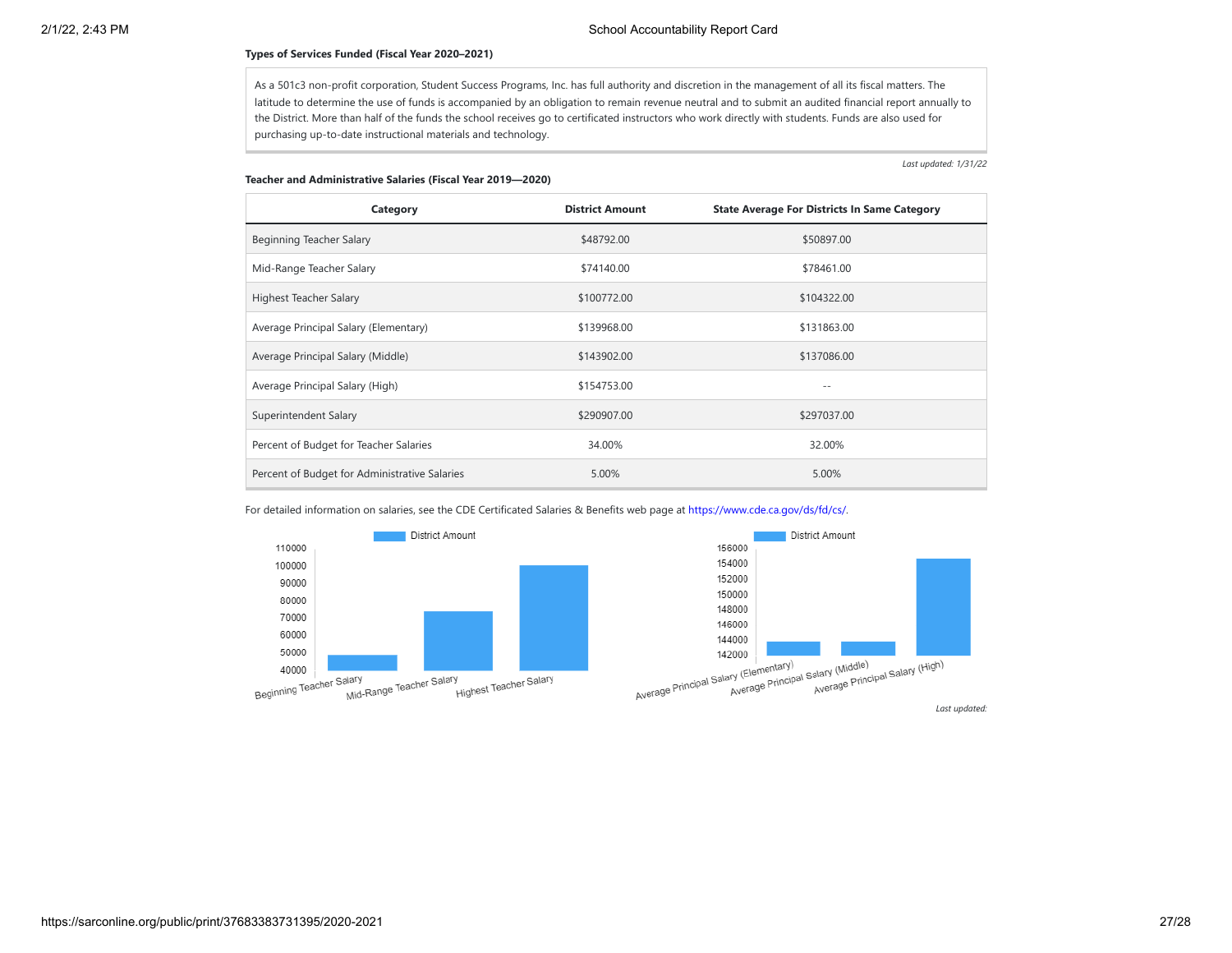**Types of Services Funded (Fiscal Year 2020–2021)**

As a 501c3 non-profit corporation, Student Success Programs, Inc. has full authority and discretion in the management of all its fiscal matters. The latitude to determine the use of funds is accompanied by an obligation to remain revenue neutral and to submit an audited financial report annually to the District. More than half of the funds the school receives go to certificated instructors who work directly with students. Funds are also used for purchasing up-to-date instructional materials and technology.

*Last updated: 1/31/22*

**Teacher and Administrative Salaries (Fiscal Year 2019—2020)**

| Category | District Amount | State Average For Districts In Same Category |
|---|---|---|
| Beginning Teacher Salary | $48792.00 | $50897.00 |
| Mid-Range Teacher Salary | $74140.00 | $78461.00 |
| Highest Teacher Salary | $100772.00 | $104322.00 |
| Average Principal Salary (Elementary) | $139968.00 | $131863.00 |
| Average Principal Salary (Middle) | $143902.00 | $137086.00 |
| Average Principal Salary (High) | $154753.00 | -- |
| Superintendent Salary | $290907.00 | $297037.00 |
| Percent of Budget for Teacher Salaries | 34.00% | 32.00% |
| Percent of Budget for Administrative Salaries | 5.00% | 5.00% |

For detailed information on salaries, see the CDE Certificated Salaries & Benefits web page at https://www.cde.ca.gov/ds/fd/cs/.

*Last updated:*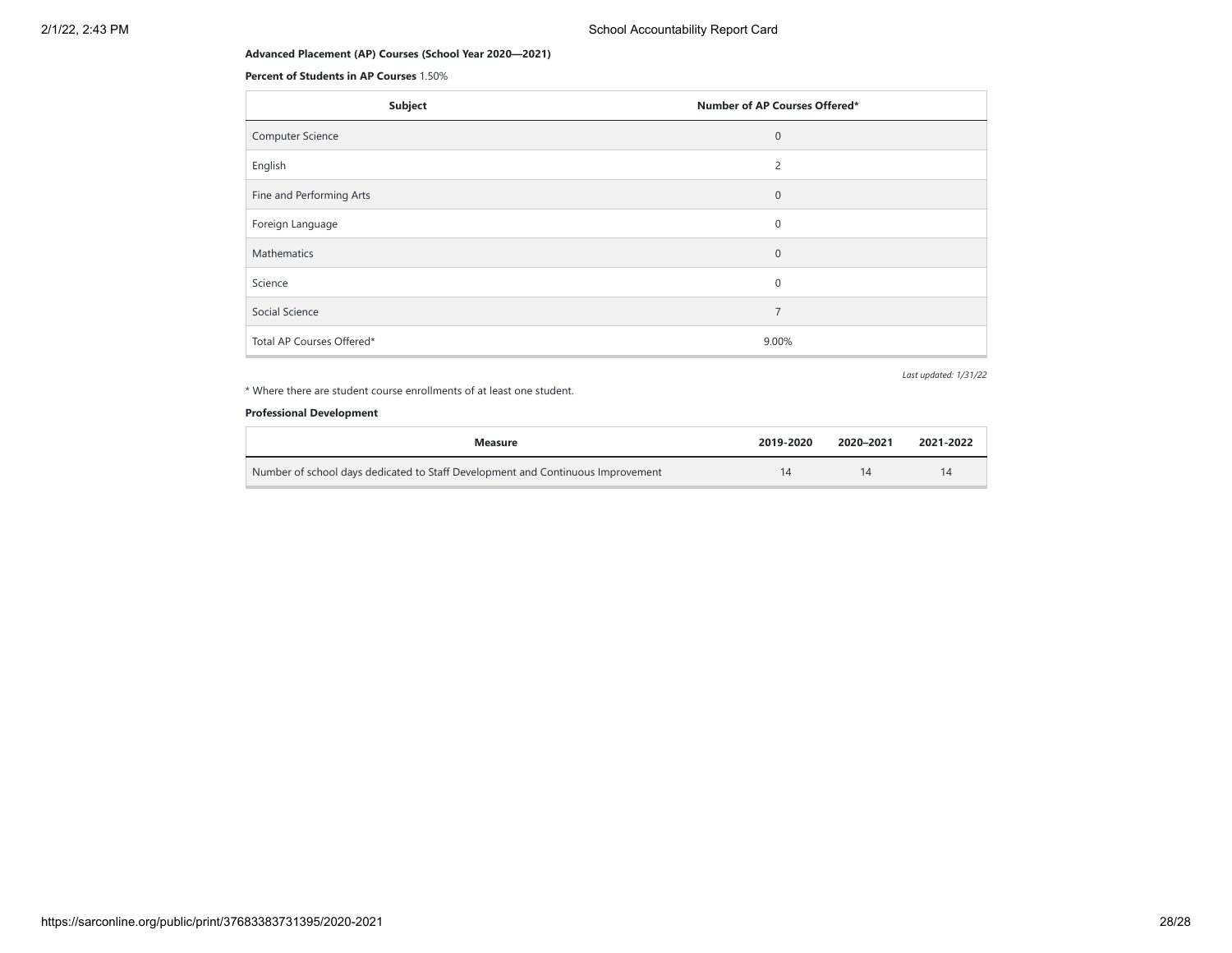**Advanced Placement (AP) Courses (School Year 2020—2021)**

**Percent of Students in AP Courses** 1.50%

| Subject | Number of AP Courses Offered* |
|---|---|
| Computer Science | 0 |
| English | 2 |
| Fine and Performing Arts | 0 |
| Foreign Language | 0 |
| Mathematics | 0 |
| Science | 0 |
| Social Science | 7 |
| Total AP Courses Offered* | 9.00% |

*Last updated: 1/31/22*

* Where there are student course enrollments of at least one student.

**Professional Development**

| Measure | 2019-2020 | 2020–2021 | 2021-2022 |
|---|---|---|---|
| Number of school days dedicated to Staff Development and Continuous Improvement | 14 | 14 | 14 |